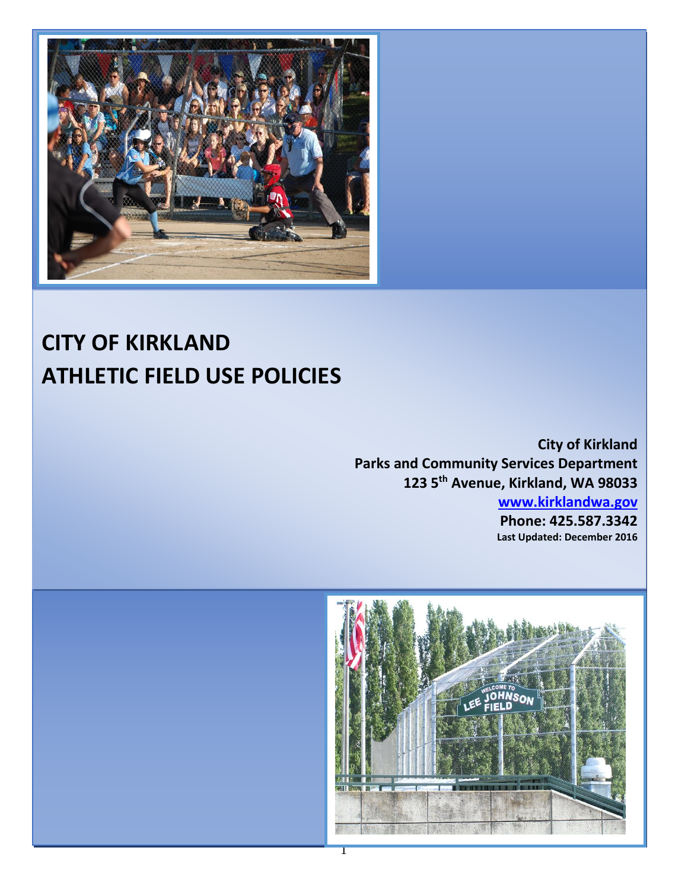# CITY OF KIRKLAND
# ATHLETIC FIELD USE POLICIES

**City of Kirkland**
**Parks and Community Services Department**
**123 5th Avenue, Kirkland, WA 98033**
**[www.kirklandwa.gov](http://www.kirklandwa.gov)**
**Phone: 425.587.3342**
**Last Updated: December 2016**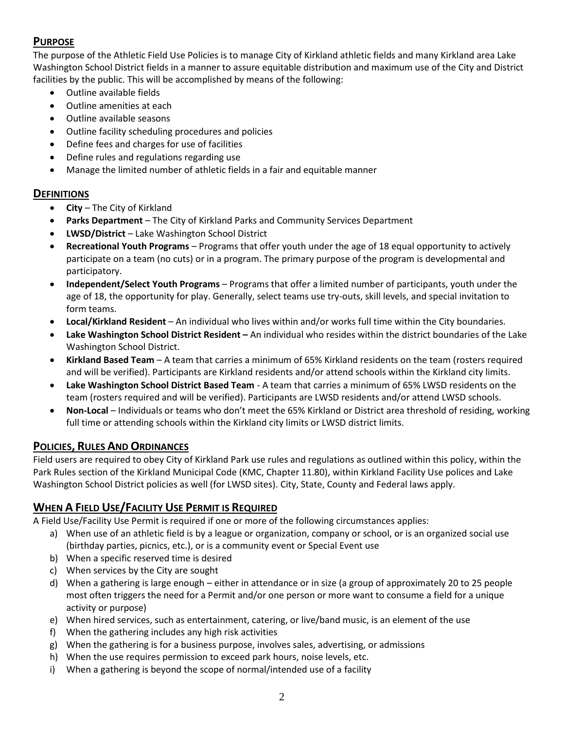## Purpose

The purpose of the Athletic Field Use Policies is to manage City of Kirkland athletic fields and many Kirkland area Lake Washington School District fields in a manner to assure equitable distribution and maximum use of the City and District facilities by the public. This will be accomplished by means of the following:

- Outline available fields
- Outline amenities at each
- Outline available seasons
- Outline facility scheduling procedures and policies
- Define fees and charges for use of facilities
- Define rules and regulations regarding use
- Manage the limited number of athletic fields in a fair and equitable manner

## Definitions

- **City** – The City of Kirkland
- **Parks Department** – The City of Kirkland Parks and Community Services Department
- **LWSD/District** – Lake Washington School District
- **Recreational Youth Programs** – Programs that offer youth under the age of 18 equal opportunity to actively participate on a team (no cuts) or in a program. The primary purpose of the program is developmental and participatory.
- **Independent/Select Youth Programs** – Programs that offer a limited number of participants, youth under the age of 18, the opportunity for play. Generally, select teams use try-outs, skill levels, and special invitation to form teams.
- **Local/Kirkland Resident** – An individual who lives within and/or works full time within the City boundaries.
- **Lake Washington School District Resident –** An individual who resides within the district boundaries of the Lake Washington School District.
- **Kirkland Based Team** – A team that carries a minimum of 65% Kirkland residents on the team (rosters required and will be verified). Participants are Kirkland residents and/or attend schools within the Kirkland city limits.
- **Lake Washington School District Based Team** - A team that carries a minimum of 65% LWSD residents on the team (rosters required and will be verified). Participants are LWSD residents and/or attend LWSD schools.
- **Non-Local** – Individuals or teams who don't meet the 65% Kirkland or District area threshold of residing, working full time or attending schools within the Kirkland city limits or LWSD district limits.

## Policies, Rules And Ordinances

Field users are required to obey City of Kirkland Park use rules and regulations as outlined within this policy, within the Park Rules section of the Kirkland Municipal Code (KMC, Chapter 11.80), within Kirkland Facility Use polices and Lake Washington School District policies as well (for LWSD sites). City, State, County and Federal laws apply.

## When A Field Use/Facility Use Permit is Required

A Field Use/Facility Use Permit is required if one or more of the following circumstances applies:

a) When use of an athletic field is by a league or organization, company or school, or is an organized social use (birthday parties, picnics, etc.), or is a community event or Special Event use
b) When a specific reserved time is desired
c) When services by the City are sought
d) When a gathering is large enough – either in attendance or in size (a group of approximately 20 to 25 people most often triggers the need for a Permit and/or one person or more want to consume a field for a unique activity or purpose)
e) When hired services, such as entertainment, catering, or live/band music, is an element of the use
f) When the gathering includes any high risk activities
g) When the gathering is for a business purpose, involves sales, advertising, or admissions
h) When the use requires permission to exceed park hours, noise levels, etc.
i) When a gathering is beyond the scope of normal/intended use of a facility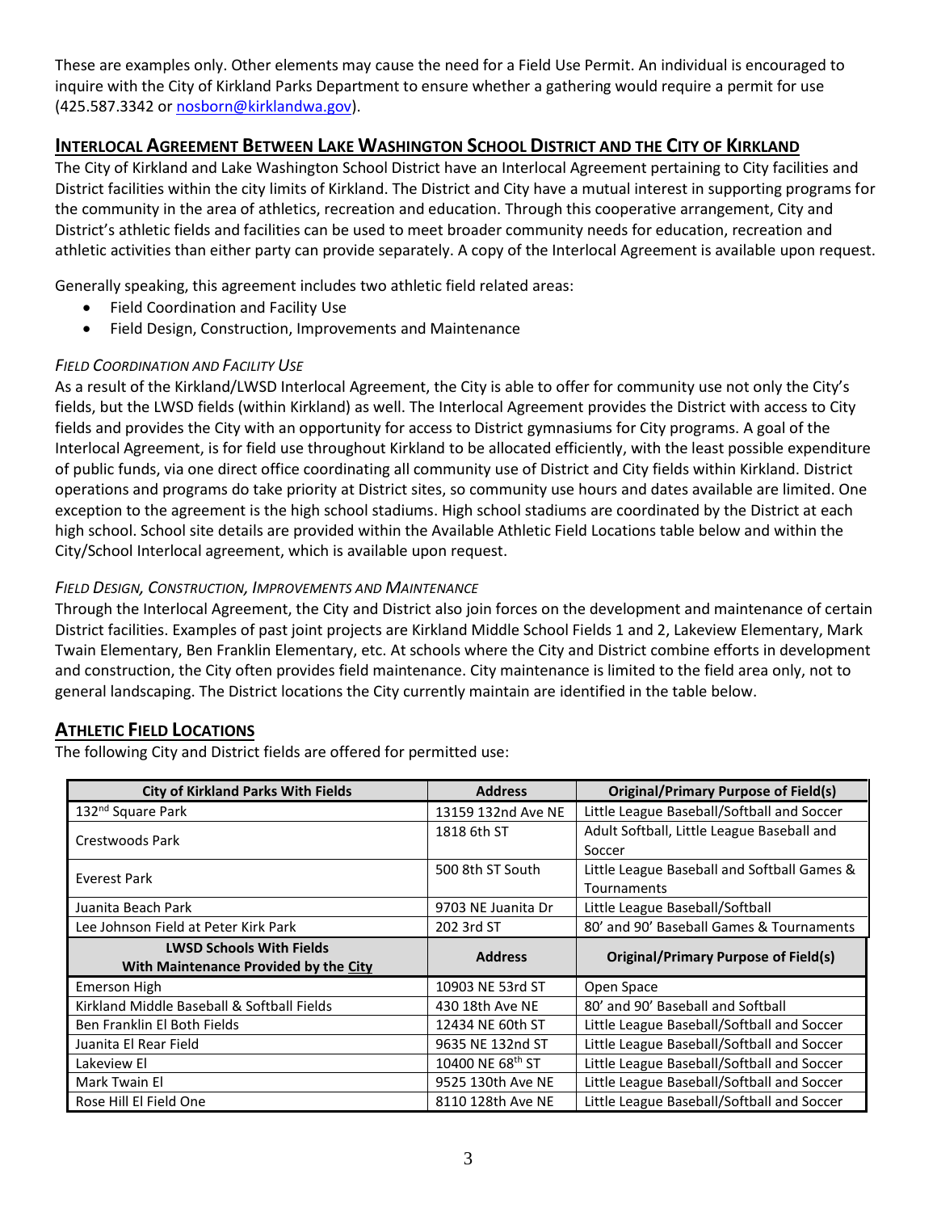These are examples only. Other elements may cause the need for a Field Use Permit. An individual is encouraged to inquire with the City of Kirkland Parks Department to ensure whether a gathering would require a permit for use (425.587.3342 or nosborn@kirklandwa.gov).

## Interlocal Agreement Between Lake Washington School District and the City of Kirkland

The City of Kirkland and Lake Washington School District have an Interlocal Agreement pertaining to City facilities and District facilities within the city limits of Kirkland. The District and City have a mutual interest in supporting programs for the community in the area of athletics, recreation and education. Through this cooperative arrangement, City and District's athletic fields and facilities can be used to meet broader community needs for education, recreation and athletic activities than either party can provide separately. A copy of the Interlocal Agreement is available upon request.

Generally speaking, this agreement includes two athletic field related areas:

- Field Coordination and Facility Use
- Field Design, Construction, Improvements and Maintenance

### *Field Coordination and Facility Use*

As a result of the Kirkland/LWSD Interlocal Agreement, the City is able to offer for community use not only the City's fields, but the LWSD fields (within Kirkland) as well. The Interlocal Agreement provides the District with access to City fields and provides the City with an opportunity for access to District gymnasiums for City programs. A goal of the Interlocal Agreement, is for field use throughout Kirkland to be allocated efficiently, with the least possible expenditure of public funds, via one direct office coordinating all community use of District and City fields within Kirkland. District operations and programs do take priority at District sites, so community use hours and dates available are limited. One exception to the agreement is the high school stadiums. High school stadiums are coordinated by the District at each high school. School site details are provided within the Available Athletic Field Locations table below and within the City/School Interlocal agreement, which is available upon request.

### *Field Design, Construction, Improvements and Maintenance*

Through the Interlocal Agreement, the City and District also join forces on the development and maintenance of certain District facilities. Examples of past joint projects are Kirkland Middle School Fields 1 and 2, Lakeview Elementary, Mark Twain Elementary, Ben Franklin Elementary, etc. At schools where the City and District combine efforts in development and construction, the City often provides field maintenance. City maintenance is limited to the field area only, not to general landscaping. The District locations the City currently maintain are identified in the table below.

## Athletic Field Locations

The following City and District fields are offered for permitted use:

| City of Kirkland Parks With Fields | Address | Original/Primary Purpose of Field(s) |
|---|---|---|
| 132nd Square Park | 13159 132nd Ave NE | Little League Baseball/Softball and Soccer |
| Crestwoods Park | 1818 6th ST | Adult Softball, Little League Baseball and Soccer |
| Everest Park | 500 8th ST South | Little League Baseball and Softball Games & Tournaments |
| Juanita Beach Park | 9703 NE Juanita Dr | Little League Baseball/Softball |
| Lee Johnson Field at Peter Kirk Park | 202 3rd ST | 80' and 90' Baseball Games & Tournaments |
| **LWSD Schools With Fields With Maintenance Provided by the City** | **Address** | **Original/Primary Purpose of Field(s)** |
| Emerson High | 10903 NE 53rd ST | Open Space |
| Kirkland Middle Baseball & Softball Fields | 430 18th Ave NE | 80' and 90' Baseball and Softball |
| Ben Franklin El Both Fields | 12434 NE 60th ST | Little League Baseball/Softball and Soccer |
| Juanita El Rear Field | 9635 NE 132nd ST | Little League Baseball/Softball and Soccer |
| Lakeview El | 10400 NE 68th ST | Little League Baseball/Softball and Soccer |
| Mark Twain El | 9525 130th Ave NE | Little League Baseball/Softball and Soccer |
| Rose Hill El Field One | 8110 128th Ave NE | Little League Baseball/Softball and Soccer |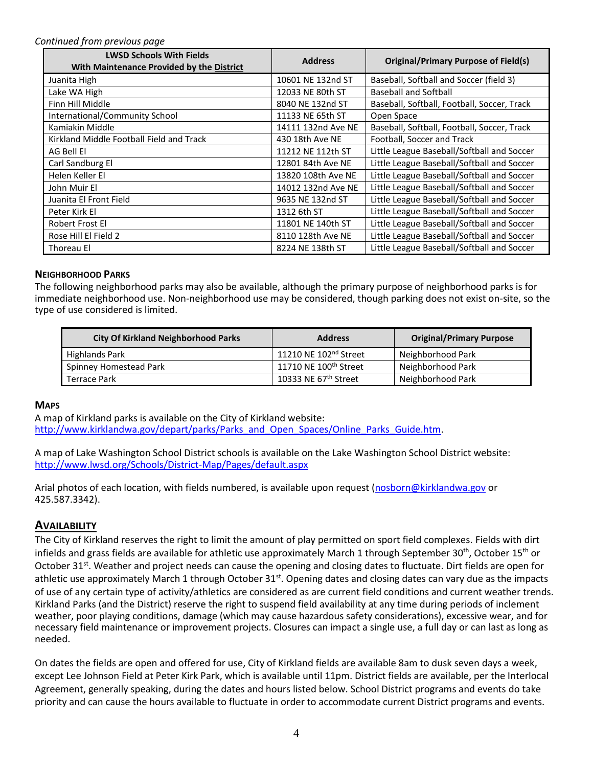*Continued from previous page*

| LWSD Schools With Fields With Maintenance Provided by the District | Address | Original/Primary Purpose of Field(s) |
|---|---|---|
| Juanita High | 10601 NE 132nd ST | Baseball, Softball and Soccer (field 3) |
| Lake WA High | 12033 NE 80th ST | Baseball and Softball |
| Finn Hill Middle | 8040 NE 132nd ST | Baseball, Softball, Football, Soccer, Track |
| International/Community School | 11133 NE 65th ST | Open Space |
| Kamiakin Middle | 14111 132nd Ave NE | Baseball, Softball, Football, Soccer, Track |
| Kirkland Middle Football Field and Track | 430 18th Ave NE | Football, Soccer and Track |
| AG Bell El | 11212 NE 112th ST | Little League Baseball/Softball and Soccer |
| Carl Sandburg El | 12801 84th Ave NE | Little League Baseball/Softball and Soccer |
| Helen Keller El | 13820 108th Ave NE | Little League Baseball/Softball and Soccer |
| John Muir El | 14012 132nd Ave NE | Little League Baseball/Softball and Soccer |
| Juanita El Front Field | 9635 NE 132nd ST | Little League Baseball/Softball and Soccer |
| Peter Kirk El | 1312 6th ST | Little League Baseball/Softball and Soccer |
| Robert Frost El | 11801 NE 140th ST | Little League Baseball/Softball and Soccer |
| Rose Hill El Field 2 | 8110 128th Ave NE | Little League Baseball/Softball and Soccer |
| Thoreau El | 8224 NE 138th ST | Little League Baseball/Softball and Soccer |

### NEIGHBORHOOD PARKS

The following neighborhood parks may also be available, although the primary purpose of neighborhood parks is for immediate neighborhood use. Non-neighborhood use may be considered, though parking does not exist on-site, so the type of use considered is limited.

| City Of Kirkland Neighborhood Parks | Address | Original/Primary Purpose |
|---|---|---|
| Highlands Park | 11210 NE 102nd Street | Neighborhood Park |
| Spinney Homestead Park | 11710 NE 100th Street | Neighborhood Park |
| Terrace Park | 10333 NE 67th Street | Neighborhood Park |

### MAPS

A map of Kirkland parks is available on the City of Kirkland website: http://www.kirklandwa.gov/depart/parks/Parks_and_Open_Spaces/Online_Parks_Guide.htm.

A map of Lake Washington School District schools is available on the Lake Washington School District website: http://www.lwsd.org/Schools/District-Map/Pages/default.aspx

Arial photos of each location, with fields numbered, is available upon request (nosborn@kirklandwa.gov or 425.587.3342).

## AVAILABILITY

The City of Kirkland reserves the right to limit the amount of play permitted on sport field complexes. Fields with dirt infields and grass fields are available for athletic use approximately March 1 through September 30th, October 15th or October 31st. Weather and project needs can cause the opening and closing dates to fluctuate. Dirt fields are open for athletic use approximately March 1 through October 31st. Opening dates and closing dates can vary due as the impacts of use of any certain type of activity/athletics are considered as are current field conditions and current weather trends. Kirkland Parks (and the District) reserve the right to suspend field availability at any time during periods of inclement weather, poor playing conditions, damage (which may cause hazardous safety considerations), excessive wear, and for necessary field maintenance or improvement projects. Closures can impact a single use, a full day or can last as long as needed.

On dates the fields are open and offered for use, City of Kirkland fields are available 8am to dusk seven days a week, except Lee Johnson Field at Peter Kirk Park, which is available until 11pm. District fields are available, per the Interlocal Agreement, generally speaking, during the dates and hours listed below. School District programs and events do take priority and can cause the hours available to fluctuate in order to accommodate current District programs and events.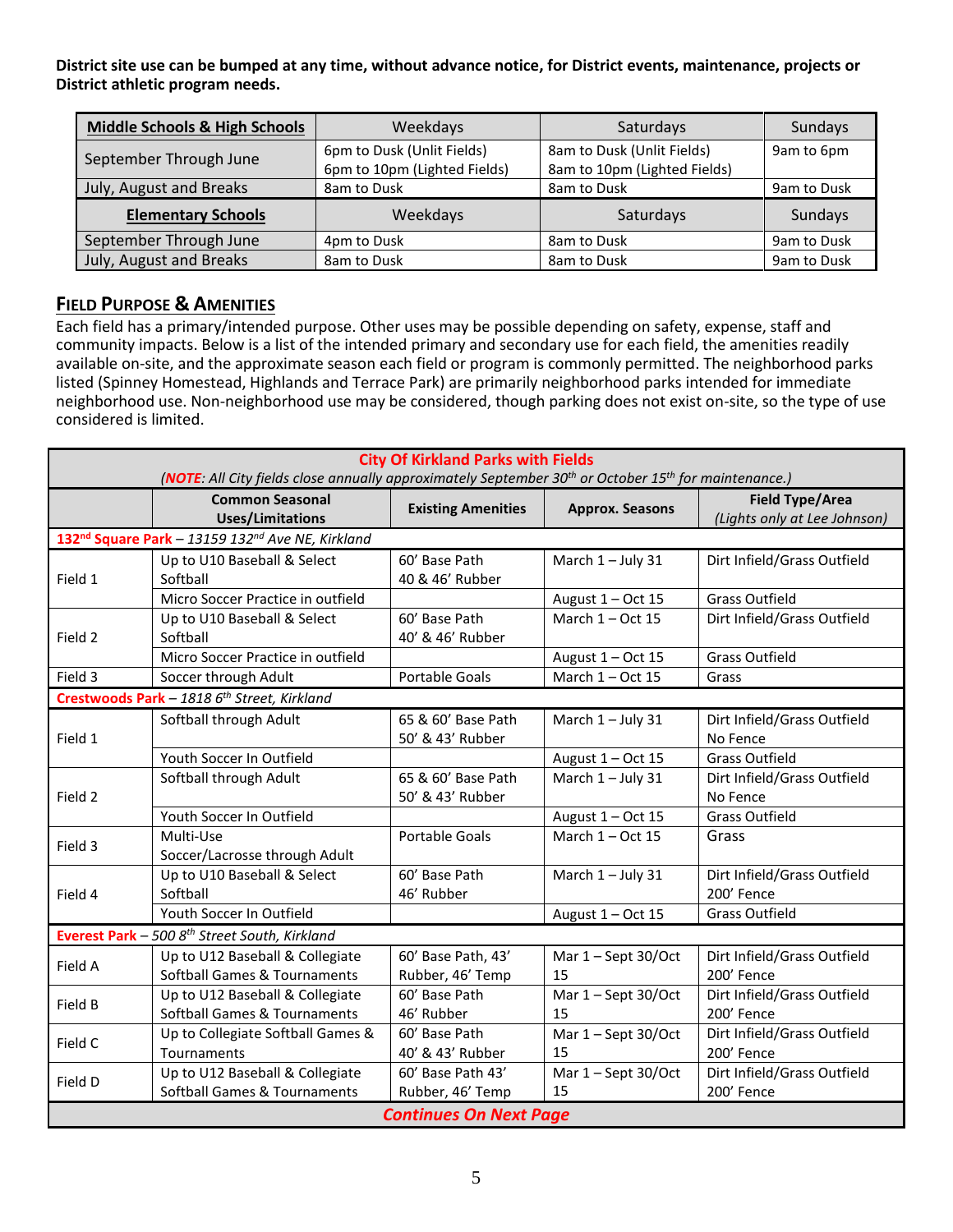**District site use can be bumped at any time, without advance notice, for District events, maintenance, projects or District athletic program needs.**

| **Middle Schools & High Schools** | Weekdays | Saturdays | Sundays |
| --- | --- | --- | --- |
| September Through June | 6pm to Dusk (Unlit Fields)<br>6pm to 10pm (Lighted Fields) | 8am to Dusk (Unlit Fields)<br>8am to 10pm (Lighted Fields) | 9am to 6pm |
| July, August and Breaks | 8am to Dusk | 8am to Dusk | 9am to Dusk |
| **Elementary Schools** | Weekdays | Saturdays | Sundays |
| September Through June | 4pm to Dusk | 8am to Dusk | 9am to Dusk |
| July, August and Breaks | 8am to Dusk | 8am to Dusk | 9am to Dusk |

## Field Purpose & Amenities

Each field has a primary/intended purpose. Other uses may be possible depending on safety, expense, staff and community impacts. Below is a list of the intended primary and secondary use for each field, the amenities readily available on-site, and the approximate season each field or program is commonly permitted. The neighborhood parks listed (Spinney Homestead, Highlands and Terrace Park) are primarily neighborhood parks intended for immediate neighborhood use. Non-neighborhood use may be considered, though parking does not exist on-site, so the type of use considered is limited.

**City Of Kirkland Parks with Fields**

*(NOTE: All City fields close annually approximately September 30th or October 15th for maintenance.)*

| | Common Seasonal Uses/Limitations | Existing Amenities | Approx. Seasons | Field Type/Area *(Lights only at Lee Johnson)* |
| --- | --- | --- | --- | --- |
| **132nd Square Park** – *13159 132nd Ave NE, Kirkland* | | | | |
| Field 1 | Up to U10 Baseball & Select Softball | 60' Base Path<br>40 & 46' Rubber | March 1 – July 31 | Dirt Infield/Grass Outfield |
| | Micro Soccer Practice in outfield | | August 1 – Oct 15 | Grass Outfield |
| Field 2 | Up to U10 Baseball & Select Softball | 60' Base Path<br>40' & 46' Rubber | March 1 – Oct 15 | Dirt Infield/Grass Outfield |
| | Micro Soccer Practice in outfield | | August 1 – Oct 15 | Grass Outfield |
| Field 3 | Soccer through Adult | Portable Goals | March 1 – Oct 15 | Grass |
| **Crestwoods Park** – *1818 6th Street, Kirkland* | | | | |
| Field 1 | Softball through Adult | 65 & 60' Base Path<br>50' & 43' Rubber | March 1 – July 31 | Dirt Infield/Grass Outfield<br>No Fence |
| | Youth Soccer In Outfield | | August 1 – Oct 15 | Grass Outfield |
| Field 2 | Softball through Adult | 65 & 60' Base Path<br>50' & 43' Rubber | March 1 – July 31 | Dirt Infield/Grass Outfield<br>No Fence |
| | Youth Soccer In Outfield | | August 1 – Oct 15 | Grass Outfield |
| Field 3 | Multi-Use<br>Soccer/Lacrosse through Adult | Portable Goals | March 1 – Oct 15 | Grass |
| Field 4 | Up to U10 Baseball & Select Softball | 60' Base Path<br>46' Rubber | March 1 – July 31 | Dirt Infield/Grass Outfield<br>200' Fence |
| | Youth Soccer In Outfield | | August 1 – Oct 15 | Grass Outfield |
| **Everest Park** – *500 8th Street South, Kirkland* | | | | |
| Field A | Up to U12 Baseball & Collegiate Softball Games & Tournaments | 60' Base Path, 43' Rubber, 46' Temp | Mar 1 – Sept 30/Oct 15 | Dirt Infield/Grass Outfield<br>200' Fence |
| Field B | Up to U12 Baseball & Collegiate Softball Games & Tournaments | 60' Base Path<br>46' Rubber | Mar 1 – Sept 30/Oct 15 | Dirt Infield/Grass Outfield<br>200' Fence |
| Field C | Up to Collegiate Softball Games & Tournaments | 60' Base Path<br>40' & 43' Rubber | Mar 1 – Sept 30/Oct 15 | Dirt Infield/Grass Outfield<br>200' Fence |
| Field D | Up to U12 Baseball & Collegiate Softball Games & Tournaments | 60' Base Path 43' Rubber, 46' Temp | Mar 1 – Sept 30/Oct 15 | Dirt Infield/Grass Outfield<br>200' Fence |

***Continues On Next Page***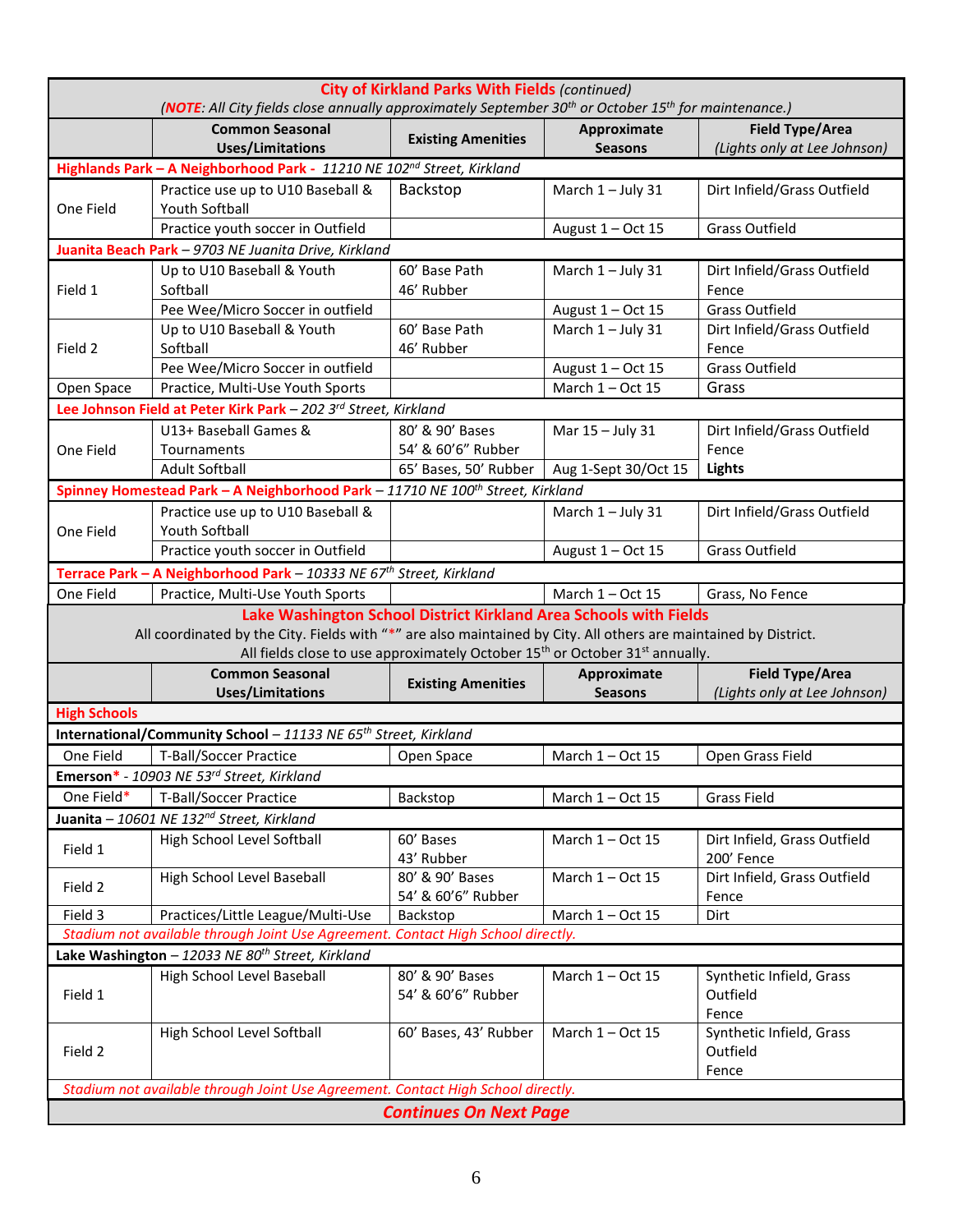| **City of Kirkland Parks With Fields** *(continued)* (*NOTE: All City fields close annually approximately September 30th or October 15th for maintenance.*) | | | | |
|---|---|---|---|---|
| | **Common Seasonal Uses/Limitations** | **Existing Amenities** | **Approximate Seasons** | **Field Type/Area** *(Lights only at Lee Johnson)* |
| **Highlands Park – A Neighborhood Park -** *11210 NE 102nd Street, Kirkland* | | | | |
| One Field | Practice use up to U10 Baseball & Youth Softball | Backstop | March 1 – July 31 | Dirt Infield/Grass Outfield |
| | Practice youth soccer in Outfield | | August 1 – Oct 15 | Grass Outfield |
| **Juanita Beach Park** – *9703 NE Juanita Drive, Kirkland* | | | | |
| Field 1 | Up to U10 Baseball & Youth Softball | 60' Base Path 46' Rubber | March 1 – July 31 | Dirt Infield/Grass Outfield Fence |
| | Pee Wee/Micro Soccer in outfield | | August 1 – Oct 15 | Grass Outfield |
| Field 2 | Up to U10 Baseball & Youth Softball | 60' Base Path 46' Rubber | March 1 – July 31 | Dirt Infield/Grass Outfield Fence |
| | Pee Wee/Micro Soccer in outfield | | August 1 – Oct 15 | Grass Outfield |
| Open Space | Practice, Multi-Use Youth Sports | | March 1 – Oct 15 | Grass |
| **Lee Johnson Field at Peter Kirk Park** – *202 3rd Street, Kirkland* | | | | |
| One Field | U13+ Baseball Games & Tournaments | 80' & 90' Bases 54' & 60'6" Rubber | Mar 15 – July 31 | Dirt Infield/Grass Outfield Fence |
| | Adult Softball | 65' Bases, 50' Rubber | Aug 1-Sept 30/Oct 15 | **Lights** |
| **Spinney Homestead Park – A Neighborhood Park** – *11710 NE 100th Street, Kirkland* | | | | |
| One Field | Practice use up to U10 Baseball & Youth Softball | | March 1 – July 31 | Dirt Infield/Grass Outfield |
| | Practice youth soccer in Outfield | | August 1 – Oct 15 | Grass Outfield |
| **Terrace Park – A Neighborhood Park** – *10333 NE 67th Street, Kirkland* | | | | |
| One Field | Practice, Multi-Use Youth Sports | | March 1 – Oct 15 | Grass, No Fence |
| **Lake Washington School District Kirkland Area Schools with Fields** All coordinated by the City. Fields with "*" are also maintained by City. All others are maintained by District. All fields close to use approximately October 15th or October 31st annually. | | | | |
| | **Common Seasonal Uses/Limitations** | **Existing Amenities** | **Approximate Seasons** | **Field Type/Area** *(Lights only at Lee Johnson)* |
| **High Schools** | | | | |
| **International/Community School** – *11133 NE 65th Street, Kirkland* | | | | |
| One Field | T-Ball/Soccer Practice | Open Space | March 1 – Oct 15 | Open Grass Field |
| **Emerson*** - *10903 NE 53rd Street, Kirkland* | | | | |
| One Field* | T-Ball/Soccer Practice | Backstop | March 1 – Oct 15 | Grass Field |
| **Juanita** – *10601 NE 132nd Street, Kirkland* | | | | |
| Field 1 | High School Level Softball | 60' Bases 43' Rubber | March 1 – Oct 15 | Dirt Infield, Grass Outfield 200' Fence |
| Field 2 | High School Level Baseball | 80' & 90' Bases 54' & 60'6" Rubber | March 1 – Oct 15 | Dirt Infield, Grass Outfield Fence |
| Field 3 | Practices/Little League/Multi-Use | Backstop | March 1 – Oct 15 | Dirt |
| *Stadium not available through Joint Use Agreement. Contact High School directly.* | | | | |
| **Lake Washington** – *12033 NE 80th Street, Kirkland* | | | | |
| Field 1 | High School Level Baseball | 80' & 90' Bases 54' & 60'6" Rubber | March 1 – Oct 15 | Synthetic Infield, Grass Outfield Fence |
| Field 2 | High School Level Softball | 60' Bases, 43' Rubber | March 1 – Oct 15 | Synthetic Infield, Grass Outfield Fence |
| *Stadium not available through Joint Use Agreement. Contact High School directly.* | | | | |
| ***Continues On Next Page*** | | | | |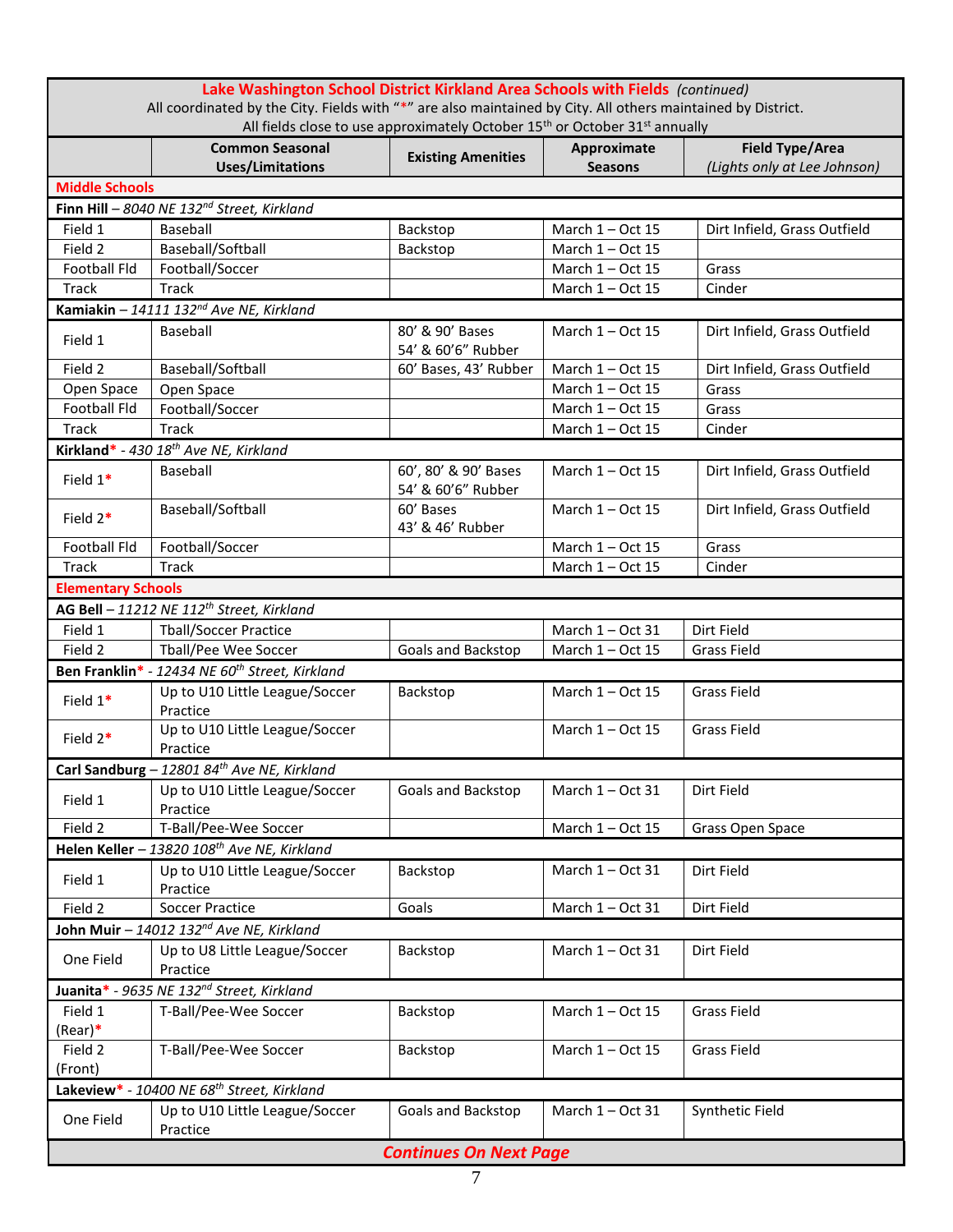**Lake Washington School District Kirkland Area Schools with Fields** *(continued)*

All coordinated by the City. Fields with "*" are also maintained by City. All others maintained by District.

All fields close to use approximately October 15th or October 31st annually

| | Common Seasonal Uses/Limitations | Existing Amenities | Approximate Seasons | Field Type/Area *(Lights only at Lee Johnson)* |
|---|---|---|---|---|
| **Middle Schools** | | | | |
| **Finn Hill** – *8040 NE 132nd Street, Kirkland* | | | | |
| Field 1 | Baseball | Backstop | March 1 – Oct 15 | Dirt Infield, Grass Outfield |
| Field 2 | Baseball/Softball | Backstop | March 1 – Oct 15 | |
| Football Fld | Football/Soccer | | March 1 – Oct 15 | Grass |
| Track | Track | | March 1 – Oct 15 | Cinder |
| **Kamiakin** – *14111 132nd Ave NE, Kirkland* | | | | |
| Field 1 | Baseball | 80' & 90' Bases 54' & 60'6" Rubber | March 1 – Oct 15 | Dirt Infield, Grass Outfield |
| Field 2 | Baseball/Softball | 60' Bases, 43' Rubber | March 1 – Oct 15 | Dirt Infield, Grass Outfield |
| Open Space | Open Space | | March 1 – Oct 15 | Grass |
| Football Fld | Football/Soccer | | March 1 – Oct 15 | Grass |
| Track | Track | | March 1 – Oct 15 | Cinder |
| **Kirkland*** - *430 18th Ave NE, Kirkland* | | | | |
| Field 1* | Baseball | 60', 80' & 90' Bases 54' & 60'6" Rubber | March 1 – Oct 15 | Dirt Infield, Grass Outfield |
| Field 2* | Baseball/Softball | 60' Bases 43' & 46' Rubber | March 1 – Oct 15 | Dirt Infield, Grass Outfield |
| Football Fld | Football/Soccer | | March 1 – Oct 15 | Grass |
| Track | Track | | March 1 – Oct 15 | Cinder |
| **Elementary Schools** | | | | |
| **AG Bell** – *11212 NE 112th Street, Kirkland* | | | | |
| Field 1 | Tball/Soccer Practice | | March 1 – Oct 31 | Dirt Field |
| Field 2 | Tball/Pee Wee Soccer | Goals and Backstop | March 1 – Oct 15 | Grass Field |
| **Ben Franklin*** - *12434 NE 60th Street, Kirkland* | | | | |
| Field 1* | Up to U10 Little League/Soccer Practice | Backstop | March 1 – Oct 15 | Grass Field |
| Field 2* | Up to U10 Little League/Soccer Practice | | March 1 – Oct 15 | Grass Field |
| **Carl Sandburg** – *12801 84th Ave NE, Kirkland* | | | | |
| Field 1 | Up to U10 Little League/Soccer Practice | Goals and Backstop | March 1 – Oct 31 | Dirt Field |
| Field 2 | T-Ball/Pee-Wee Soccer | | March 1 – Oct 15 | Grass Open Space |
| **Helen Keller** – *13820 108th Ave NE, Kirkland* | | | | |
| Field 1 | Up to U10 Little League/Soccer Practice | Backstop | March 1 – Oct 31 | Dirt Field |
| Field 2 | Soccer Practice | Goals | March 1 – Oct 31 | Dirt Field |
| **John Muir** – *14012 132nd Ave NE, Kirkland* | | | | |
| One Field | Up to U8 Little League/Soccer Practice | Backstop | March 1 – Oct 31 | Dirt Field |
| **Juanita*** - *9635 NE 132nd Street, Kirkland* | | | | |
| Field 1 (Rear)* | T-Ball/Pee-Wee Soccer | Backstop | March 1 – Oct 15 | Grass Field |
| Field 2 (Front) | T-Ball/Pee-Wee Soccer | Backstop | March 1 – Oct 15 | Grass Field |
| **Lakeview*** - *10400 NE 68th Street, Kirkland* | | | | |
| One Field | Up to U10 Little League/Soccer Practice | Goals and Backstop | March 1 – Oct 31 | Synthetic Field |

***Continues On Next Page***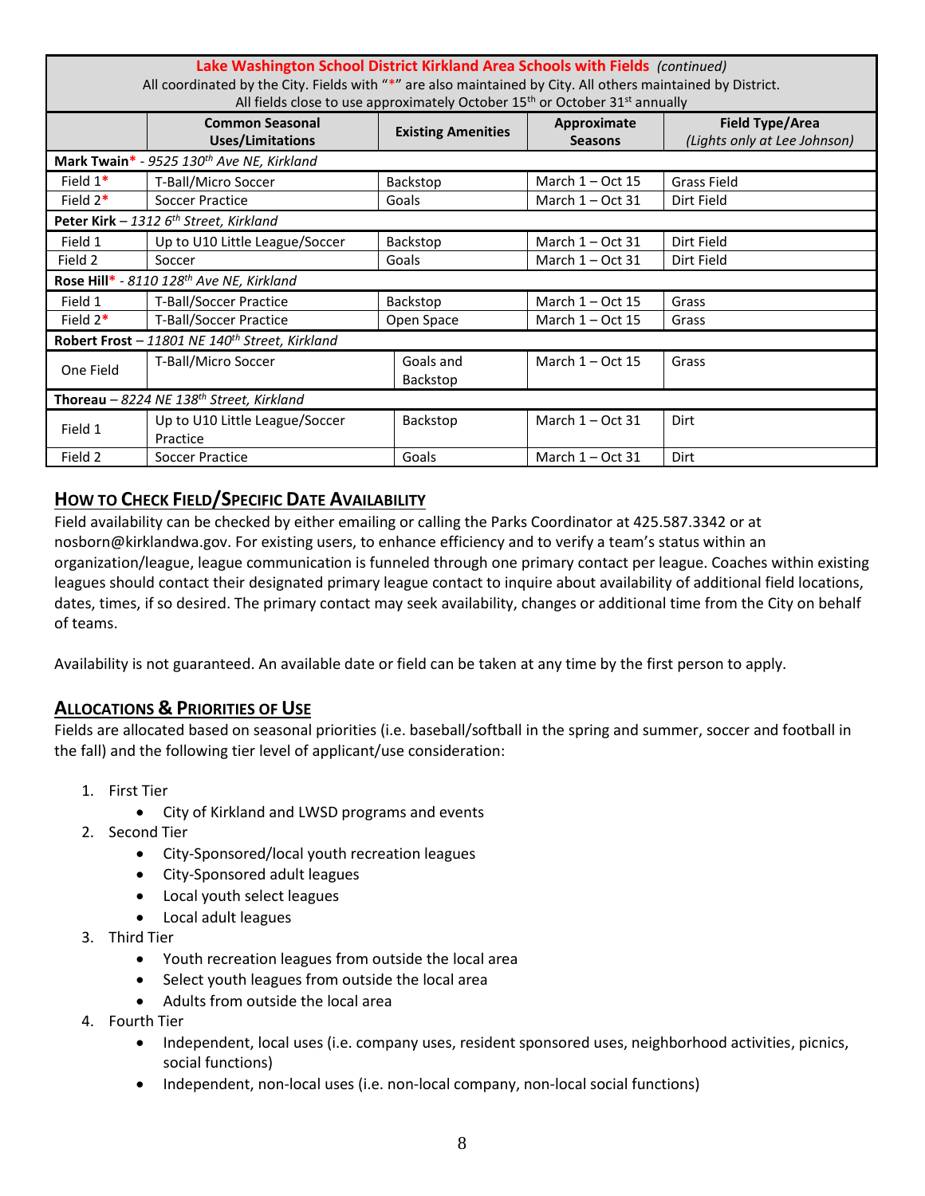| Lake Washington School District Kirkland Area Schools with Fields *(continued)* All coordinated by the City. Fields with "*" are also maintained by City. All others maintained by District. All fields close to use approximately October 15th or October 31st annually | | | | |
|---|---|---|---|---|
| | **Common Seasonal Uses/Limitations** | **Existing Amenities** | **Approximate Seasons** | **Field Type/Area** *(Lights only at Lee Johnson)* |
| **Mark Twain*** - *9525 130th Ave NE, Kirkland* | | | | |
| Field 1* | T-Ball/Micro Soccer | Backstop | March 1 – Oct 15 | Grass Field |
| Field 2* | Soccer Practice | Goals | March 1 – Oct 31 | Dirt Field |
| **Peter Kirk** – *1312 6th Street, Kirkland* | | | | |
| Field 1 | Up to U10 Little League/Soccer | Backstop | March 1 – Oct 31 | Dirt Field |
| Field 2 | Soccer | Goals | March 1 – Oct 31 | Dirt Field |
| **Rose Hill*** - *8110 128th Ave NE, Kirkland* | | | | |
| Field 1 | T-Ball/Soccer Practice | Backstop | March 1 – Oct 15 | Grass |
| Field 2* | T-Ball/Soccer Practice | Open Space | March 1 – Oct 15 | Grass |
| **Robert Frost** – *11801 NE 140th Street, Kirkland* | | | | |
| One Field | T-Ball/Micro Soccer | Goals and Backstop | March 1 – Oct 15 | Grass |
| **Thoreau** – *8224 NE 138th Street, Kirkland* | | | | |
| Field 1 | Up to U10 Little League/Soccer Practice | Backstop | March 1 – Oct 31 | Dirt |
| Field 2 | Soccer Practice | Goals | March 1 – Oct 31 | Dirt |

## How to Check Field/Specific Date Availability

Field availability can be checked by either emailing or calling the Parks Coordinator at 425.587.3342 or at nosborn@kirklandwa.gov. For existing users, to enhance efficiency and to verify a team's status within an organization/league, league communication is funneled through one primary contact per league. Coaches within existing leagues should contact their designated primary league contact to inquire about availability of additional field locations, dates, times, if so desired. The primary contact may seek availability, changes or additional time from the City on behalf of teams.

Availability is not guaranteed. An available date or field can be taken at any time by the first person to apply.

## Allocations & Priorities of Use

Fields are allocated based on seasonal priorities (i.e. baseball/softball in the spring and summer, soccer and football in the fall) and the following tier level of applicant/use consideration:

1. First Tier
   - City of Kirkland and LWSD programs and events
2. Second Tier
   - City-Sponsored/local youth recreation leagues
   - City-Sponsored adult leagues
   - Local youth select leagues
   - Local adult leagues
3. Third Tier
   - Youth recreation leagues from outside the local area
   - Select youth leagues from outside the local area
   - Adults from outside the local area
4. Fourth Tier
   - Independent, local uses (i.e. company uses, resident sponsored uses, neighborhood activities, picnics, social functions)
   - Independent, non-local uses (i.e. non-local company, non-local social functions)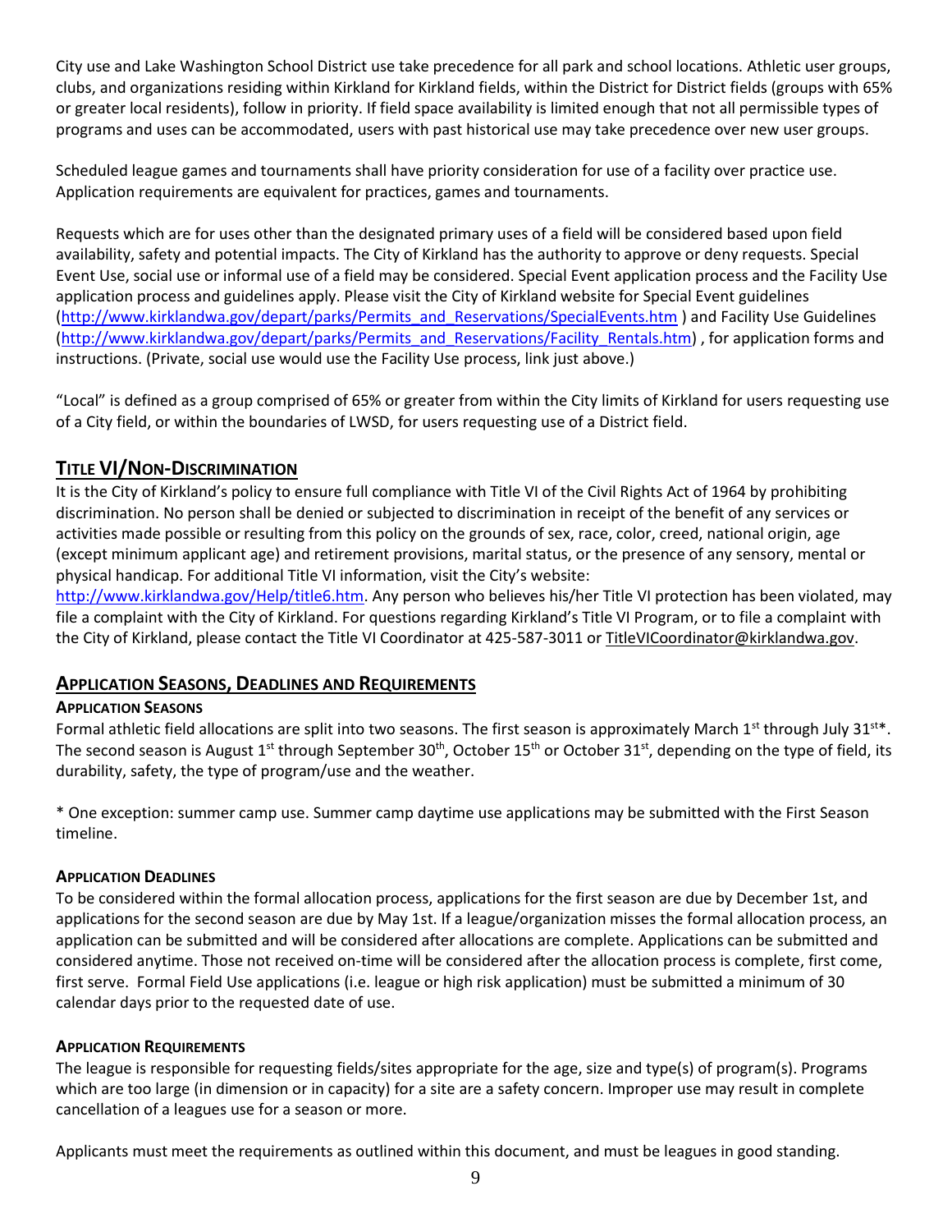City use and Lake Washington School District use take precedence for all park and school locations. Athletic user groups, clubs, and organizations residing within Kirkland for Kirkland fields, within the District for District fields (groups with 65% or greater local residents), follow in priority. If field space availability is limited enough that not all permissible types of programs and uses can be accommodated, users with past historical use may take precedence over new user groups.

Scheduled league games and tournaments shall have priority consideration for use of a facility over practice use. Application requirements are equivalent for practices, games and tournaments.

Requests which are for uses other than the designated primary uses of a field will be considered based upon field availability, safety and potential impacts. The City of Kirkland has the authority to approve or deny requests. Special Event Use, social use or informal use of a field may be considered. Special Event application process and the Facility Use application process and guidelines apply. Please visit the City of Kirkland website for Special Event guidelines (http://www.kirklandwa.gov/depart/parks/Permits_and_Reservations/SpecialEvents.htm ) and Facility Use Guidelines (http://www.kirklandwa.gov/depart/parks/Permits_and_Reservations/Facility_Rentals.htm) , for application forms and instructions. (Private, social use would use the Facility Use process, link just above.)

"Local" is defined as a group comprised of 65% or greater from within the City limits of Kirkland for users requesting use of a City field, or within the boundaries of LWSD, for users requesting use of a District field.

## TITLE VI/NON-DISCRIMINATION

It is the City of Kirkland's policy to ensure full compliance with Title VI of the Civil Rights Act of 1964 by prohibiting discrimination. No person shall be denied or subjected to discrimination in receipt of the benefit of any services or activities made possible or resulting from this policy on the grounds of sex, race, color, creed, national origin, age (except minimum applicant age) and retirement provisions, marital status, or the presence of any sensory, mental or physical handicap. For additional Title VI information, visit the City's website: http://www.kirklandwa.gov/Help/title6.htm. Any person who believes his/her Title VI protection has been violated, may file a complaint with the City of Kirkland. For questions regarding Kirkland's Title VI Program, or to file a complaint with the City of Kirkland, please contact the Title VI Coordinator at 425-587-3011 or TitleVICoordinator@kirklandwa.gov.

## APPLICATION SEASONS, DEADLINES AND REQUIREMENTS

### APPLICATION SEASONS

Formal athletic field allocations are split into two seasons. The first season is approximately March 1st through July 31st*. The second season is August 1st through September 30th, October 15th or October 31st, depending on the type of field, its durability, safety, the type of program/use and the weather.

* One exception: summer camp use. Summer camp daytime use applications may be submitted with the First Season timeline.

### APPLICATION DEADLINES

To be considered within the formal allocation process, applications for the first season are due by December 1st, and applications for the second season are due by May 1st. If a league/organization misses the formal allocation process, an application can be submitted and will be considered after allocations are complete. Applications can be submitted and considered anytime. Those not received on-time will be considered after the allocation process is complete, first come, first serve. Formal Field Use applications (i.e. league or high risk application) must be submitted a minimum of 30 calendar days prior to the requested date of use.

### APPLICATION REQUIREMENTS

The league is responsible for requesting fields/sites appropriate for the age, size and type(s) of program(s). Programs which are too large (in dimension or in capacity) for a site are a safety concern. Improper use may result in complete cancellation of a leagues use for a season or more.

Applicants must meet the requirements as outlined within this document, and must be leagues in good standing.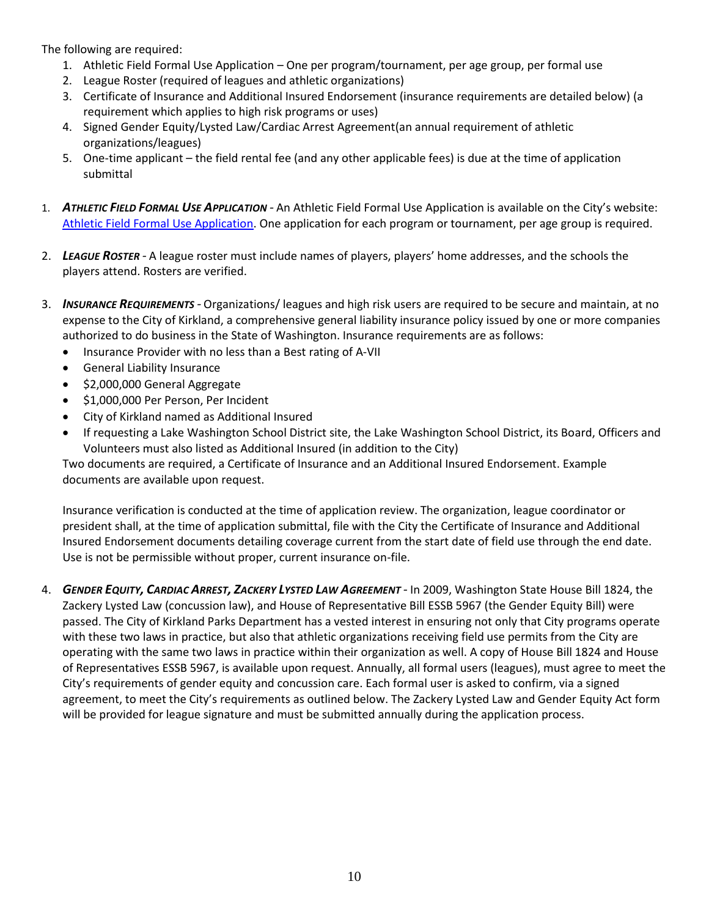The following are required:

1. Athletic Field Formal Use Application – One per program/tournament, per age group, per formal use
2. League Roster (required of leagues and athletic organizations)
3. Certificate of Insurance and Additional Insured Endorsement (insurance requirements are detailed below) (a requirement which applies to high risk programs or uses)
4. Signed Gender Equity/Lysted Law/Cardiac Arrest Agreement(an annual requirement of athletic organizations/leagues)
5. One-time applicant – the field rental fee (and any other applicable fees) is due at the time of application submittal

1. ***ATHLETIC FIELD FORMAL USE APPLICATION*** - An Athletic Field Formal Use Application is available on the City's website: [Athletic Field Formal Use Application](). One application for each program or tournament, per age group is required.

2. ***LEAGUE ROSTER*** - A league roster must include names of players, players' home addresses, and the schools the players attend. Rosters are verified.

3. ***INSURANCE REQUIREMENTS*** - Organizations/ leagues and high risk users are required to be secure and maintain, at no expense to the City of Kirkland, a comprehensive general liability insurance policy issued by one or more companies authorized to do business in the State of Washington. Insurance requirements are as follows:
   - Insurance Provider with no less than a Best rating of A-VII
   - General Liability Insurance
   - $2,000,000 General Aggregate
   - $1,000,000 Per Person, Per Incident
   - City of Kirkland named as Additional Insured
   - If requesting a Lake Washington School District site, the Lake Washington School District, its Board, Officers and Volunteers must also listed as Additional Insured (in addition to the City)

   Two documents are required, a Certificate of Insurance and an Additional Insured Endorsement. Example documents are available upon request.

   Insurance verification is conducted at the time of application review. The organization, league coordinator or president shall, at the time of application submittal, file with the City the Certificate of Insurance and Additional Insured Endorsement documents detailing coverage current from the start date of field use through the end date. Use is not be permissible without proper, current insurance on-file.

4. ***GENDER EQUITY, CARDIAC ARREST, ZACKERY LYSTED LAW AGREEMENT*** - In 2009, Washington State House Bill 1824, the Zackery Lysted Law (concussion law), and House of Representative Bill ESSB 5967 (the Gender Equity Bill) were passed. The City of Kirkland Parks Department has a vested interest in ensuring not only that City programs operate with these two laws in practice, but also that athletic organizations receiving field use permits from the City are operating with the same two laws in practice within their organization as well. A copy of House Bill 1824 and House of Representatives ESSB 5967, is available upon request. Annually, all formal users (leagues), must agree to meet the City's requirements of gender equity and concussion care. Each formal user is asked to confirm, via a signed agreement, to meet the City's requirements as outlined below. The Zackery Lysted Law and Gender Equity Act form will be provided for league signature and must be submitted annually during the application process.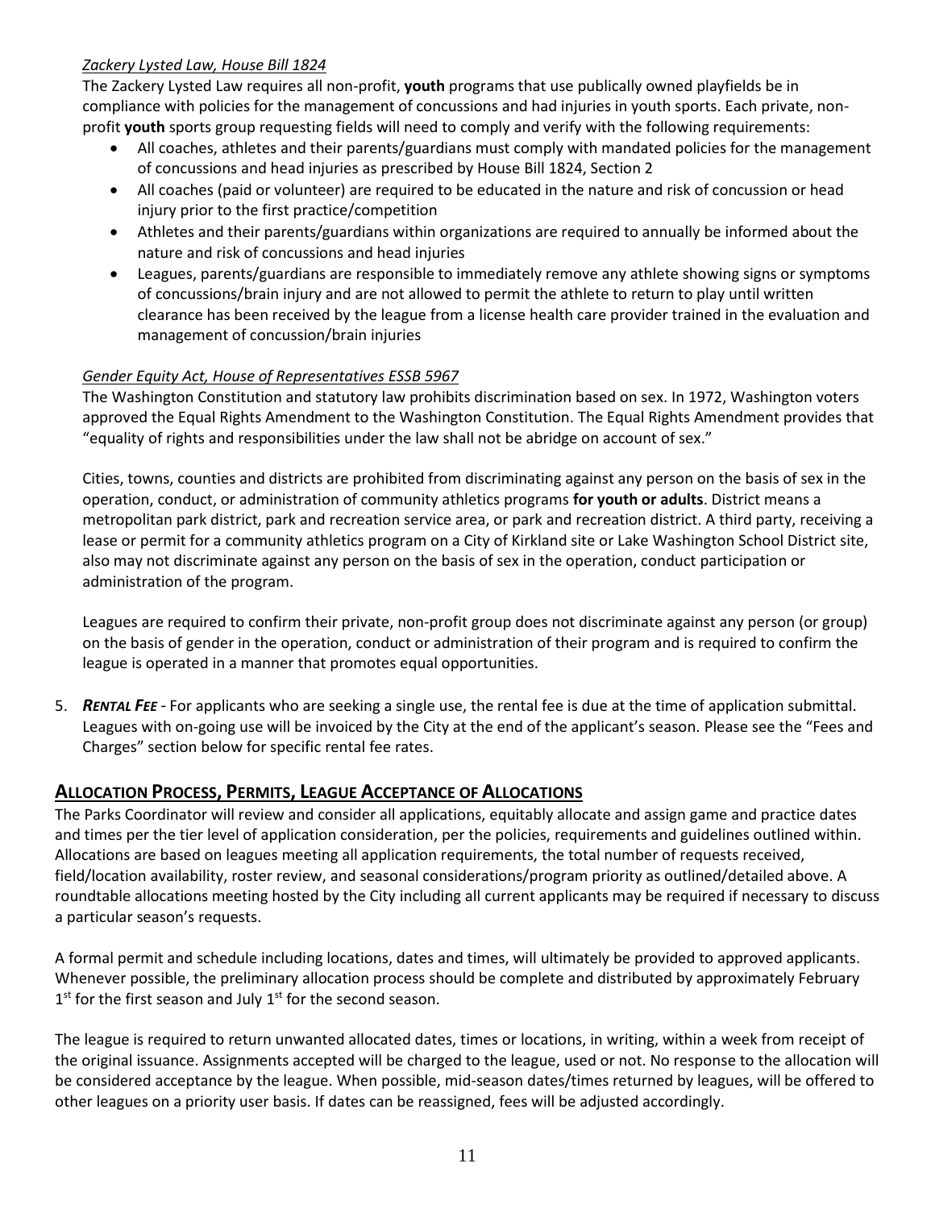*Zackery Lysted Law, House Bill 1824*

The Zackery Lysted Law requires all non-profit, **youth** programs that use publically owned playfields be in compliance with policies for the management of concussions and had injuries in youth sports. Each private, non-profit **youth** sports group requesting fields will need to comply and verify with the following requirements:

- All coaches, athletes and their parents/guardians must comply with mandated policies for the management of concussions and head injuries as prescribed by House Bill 1824, Section 2
- All coaches (paid or volunteer) are required to be educated in the nature and risk of concussion or head injury prior to the first practice/competition
- Athletes and their parents/guardians within organizations are required to annually be informed about the nature and risk of concussions and head injuries
- Leagues, parents/guardians are responsible to immediately remove any athlete showing signs or symptoms of concussions/brain injury and are not allowed to permit the athlete to return to play until written clearance has been received by the league from a license health care provider trained in the evaluation and management of concussion/brain injuries

*Gender Equity Act, House of Representatives ESSB 5967*

The Washington Constitution and statutory law prohibits discrimination based on sex. In 1972, Washington voters approved the Equal Rights Amendment to the Washington Constitution. The Equal Rights Amendment provides that "equality of rights and responsibilities under the law shall not be abridge on account of sex."

Cities, towns, counties and districts are prohibited from discriminating against any person on the basis of sex in the operation, conduct, or administration of community athletics programs **for youth or adults**. District means a metropolitan park district, park and recreation service area, or park and recreation district. A third party, receiving a lease or permit for a community athletics program on a City of Kirkland site or Lake Washington School District site, also may not discriminate against any person on the basis of sex in the operation, conduct participation or administration of the program.

Leagues are required to confirm their private, non-profit group does not discriminate against any person (or group) on the basis of gender in the operation, conduct or administration of their program and is required to confirm the league is operated in a manner that promotes equal opportunities.

5. ***Rental Fee*** - For applicants who are seeking a single use, the rental fee is due at the time of application submittal. Leagues with on-going use will be invoiced by the City at the end of the applicant's season. Please see the "Fees and Charges" section below for specific rental fee rates.

## Allocation Process, Permits, League Acceptance of Allocations

The Parks Coordinator will review and consider all applications, equitably allocate and assign game and practice dates and times per the tier level of application consideration, per the policies, requirements and guidelines outlined within. Allocations are based on leagues meeting all application requirements, the total number of requests received, field/location availability, roster review, and seasonal considerations/program priority as outlined/detailed above. A roundtable allocations meeting hosted by the City including all current applicants may be required if necessary to discuss a particular season's requests.

A formal permit and schedule including locations, dates and times, will ultimately be provided to approved applicants. Whenever possible, the preliminary allocation process should be complete and distributed by approximately February 1st for the first season and July 1st for the second season.

The league is required to return unwanted allocated dates, times or locations, in writing, within a week from receipt of the original issuance. Assignments accepted will be charged to the league, used or not. No response to the allocation will be considered acceptance by the league. When possible, mid-season dates/times returned by leagues, will be offered to other leagues on a priority user basis. If dates can be reassigned, fees will be adjusted accordingly.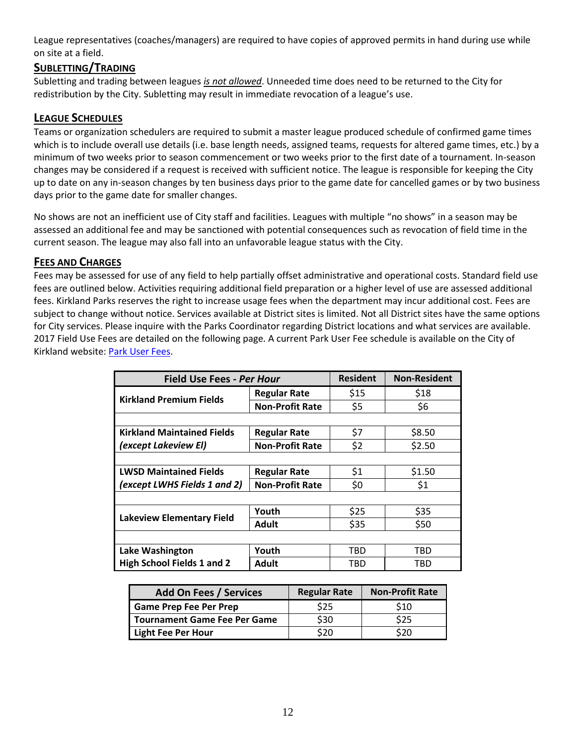League representatives (coaches/managers) are required to have copies of approved permits in hand during use while on site at a field.

## SUBLETTING/TRADING

Subletting and trading between leagues *is not allowed*. Unneeded time does need to be returned to the City for redistribution by the City. Subletting may result in immediate revocation of a league's use.

## LEAGUE SCHEDULES

Teams or organization schedulers are required to submit a master league produced schedule of confirmed game times which is to include overall use details (i.e. base length needs, assigned teams, requests for altered game times, etc.) by a minimum of two weeks prior to season commencement or two weeks prior to the first date of a tournament. In-season changes may be considered if a request is received with sufficient notice. The league is responsible for keeping the City up to date on any in-season changes by ten business days prior to the game date for cancelled games or by two business days prior to the game date for smaller changes.

No shows are not an inefficient use of City staff and facilities. Leagues with multiple "no shows" in a season may be assessed an additional fee and may be sanctioned with potential consequences such as revocation of field time in the current season. The league may also fall into an unfavorable league status with the City.

## FEES AND CHARGES

Fees may be assessed for use of any field to help partially offset administrative and operational costs. Standard field use fees are outlined below. Activities requiring additional field preparation or a higher level of use are assessed additional fees. Kirkland Parks reserves the right to increase usage fees when the department may incur additional cost. Fees are subject to change without notice. Services available at District sites is limited. Not all District sites have the same options for City services. Please inquire with the Parks Coordinator regarding District locations and what services are available. 2017 Field Use Fees are detailed on the following page. A current Park User Fee schedule is available on the City of Kirkland website: Park User Fees.

| Field Use Fees - *Per Hour* | | Resident | Non-Resident |
|---|---|---|---|
| **Kirkland Premium Fields** | **Regular Rate** | $15 | $18 |
| | **Non-Profit Rate** | $5 | $6 |
| | | | |
| **Kirkland Maintained Fields *(except Lakeview El)*** | **Regular Rate** | $7 | $8.50 |
| | **Non-Profit Rate** | $2 | $2.50 |
| | | | |
| **LWSD Maintained Fields *(except LWHS Fields 1 and 2)*** | **Regular Rate** | $1 | $1.50 |
| | **Non-Profit Rate** | $0 | $1 |
| | | | |
| **Lakeview Elementary Field** | **Youth** | $25 | $35 |
| | **Adult** | $35 | $50 |
| | | | |
| **Lake Washington High School Fields 1 and 2** | **Youth** | TBD | TBD |
| | **Adult** | TBD | TBD |

| Add On Fees / Services | Regular Rate | Non-Profit Rate |
|---|---|---|
| **Game Prep Fee Per Prep** | $25 | $10 |
| **Tournament Game Fee Per Game** | $30 | $25 |
| **Light Fee Per Hour** | $20 | $20 |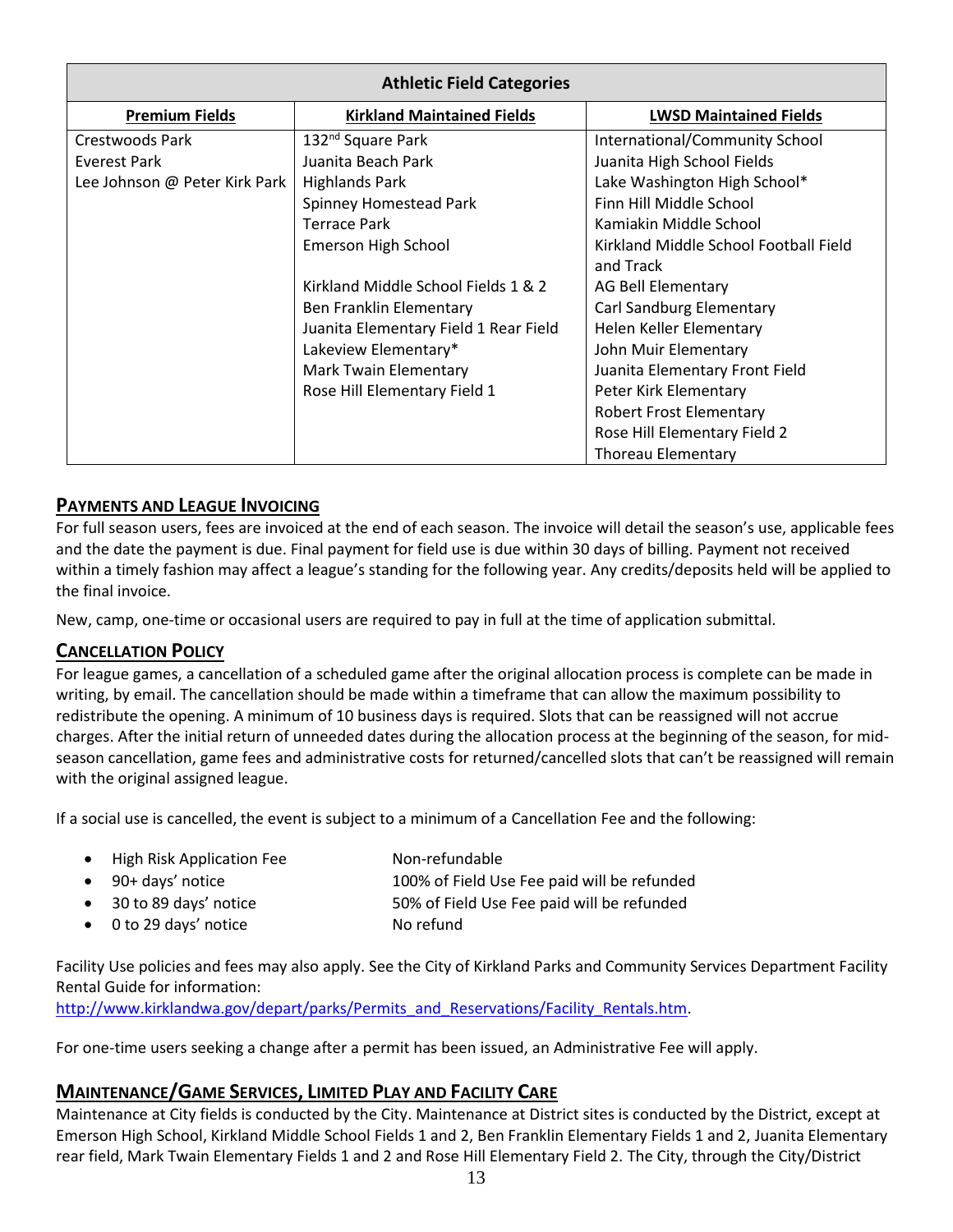| Athletic Field Categories | | |
|---|---|---|
| **Premium Fields** | **Kirkland Maintained Fields** | **LWSD Maintained Fields** |
| Crestwoods Park | 132nd Square Park | International/Community School |
| Everest Park | Juanita Beach Park | Juanita High School Fields |
| Lee Johnson @ Peter Kirk Park | Highlands Park | Lake Washington High School* |
| | Spinney Homestead Park | Finn Hill Middle School |
| | Terrace Park | Kamiakin Middle School |
| | Emerson High School | Kirkland Middle School Football Field and Track |
| | Kirkland Middle School Fields 1 & 2 | AG Bell Elementary |
| | Ben Franklin Elementary | Carl Sandburg Elementary |
| | Juanita Elementary Field 1 Rear Field | Helen Keller Elementary |
| | Lakeview Elementary* | John Muir Elementary |
| | Mark Twain Elementary | Juanita Elementary Front Field |
| | Rose Hill Elementary Field 1 | Peter Kirk Elementary |
| | | Robert Frost Elementary |
| | | Rose Hill Elementary Field 2 |
| | | Thoreau Elementary |

## PAYMENTS AND LEAGUE INVOICING

For full season users, fees are invoiced at the end of each season. The invoice will detail the season's use, applicable fees and the date the payment is due. Final payment for field use is due within 30 days of billing. Payment not received within a timely fashion may affect a league's standing for the following year. Any credits/deposits held will be applied to the final invoice.

New, camp, one-time or occasional users are required to pay in full at the time of application submittal.

## CANCELLATION POLICY

For league games, a cancellation of a scheduled game after the original allocation process is complete can be made in writing, by email. The cancellation should be made within a timeframe that can allow the maximum possibility to redistribute the opening. A minimum of 10 business days is required. Slots that can be reassigned will not accrue charges. After the initial return of unneeded dates during the allocation process at the beginning of the season, for mid-season cancellation, game fees and administrative costs for returned/cancelled slots that can't be reassigned will remain with the original assigned league.

If a social use is cancelled, the event is subject to a minimum of a Cancellation Fee and the following:

- High Risk Application Fee — Non-refundable
- 90+ days' notice — 100% of Field Use Fee paid will be refunded
- 30 to 89 days' notice — 50% of Field Use Fee paid will be refunded
- 0 to 29 days' notice — No refund

Facility Use policies and fees may also apply. See the City of Kirkland Parks and Community Services Department Facility Rental Guide for information:
http://www.kirklandwa.gov/depart/parks/Permits_and_Reservations/Facility_Rentals.htm.

For one-time users seeking a change after a permit has been issued, an Administrative Fee will apply.

## MAINTENANCE/GAME SERVICES, LIMITED PLAY AND FACILITY CARE

Maintenance at City fields is conducted by the City. Maintenance at District sites is conducted by the District, except at Emerson High School, Kirkland Middle School Fields 1 and 2, Ben Franklin Elementary Fields 1 and 2, Juanita Elementary rear field, Mark Twain Elementary Fields 1 and 2 and Rose Hill Elementary Field 2. The City, through the City/District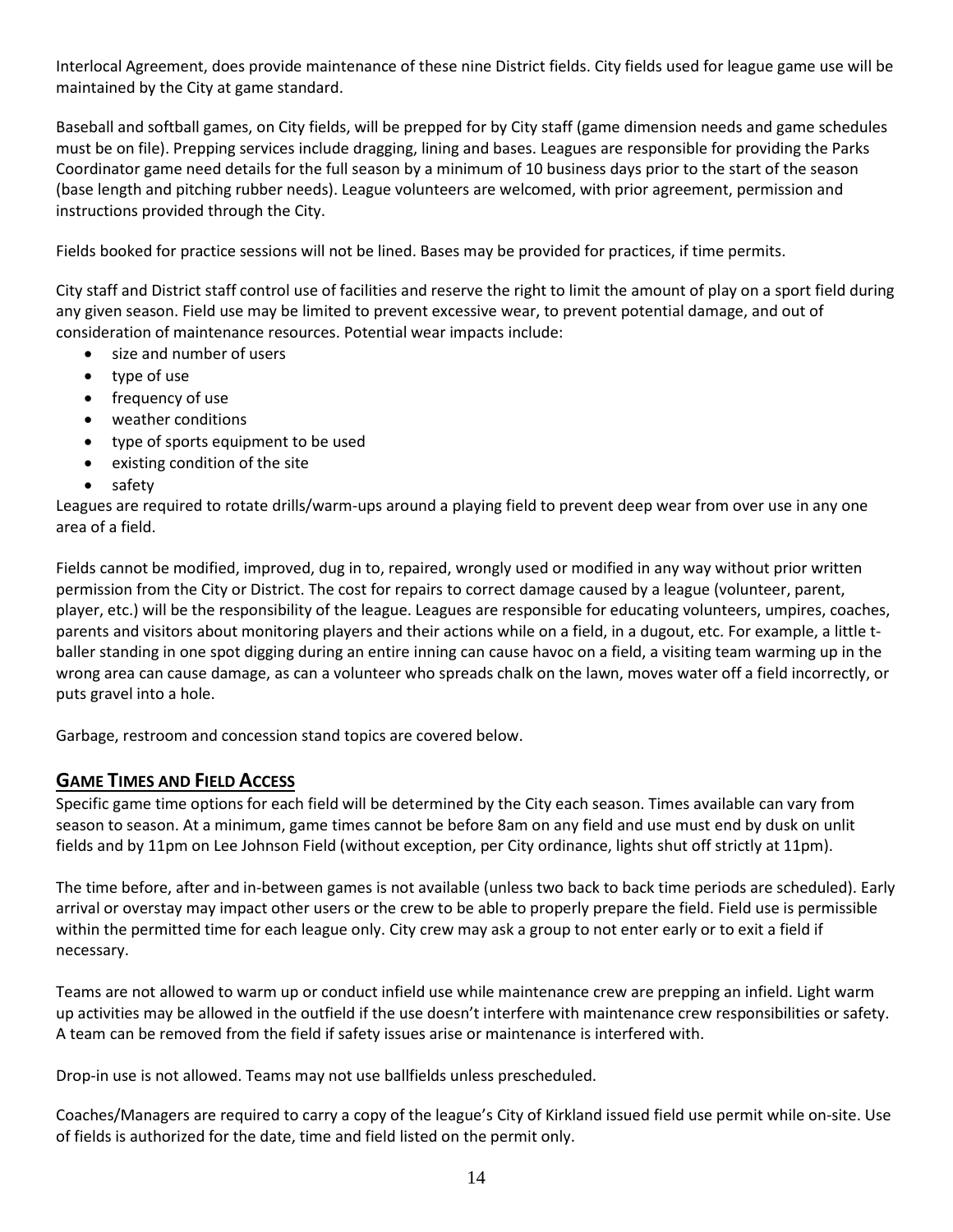Interlocal Agreement, does provide maintenance of these nine District fields. City fields used for league game use will be maintained by the City at game standard.

Baseball and softball games, on City fields, will be prepped for by City staff (game dimension needs and game schedules must be on file). Prepping services include dragging, lining and bases. Leagues are responsible for providing the Parks Coordinator game need details for the full season by a minimum of 10 business days prior to the start of the season (base length and pitching rubber needs). League volunteers are welcomed, with prior agreement, permission and instructions provided through the City.

Fields booked for practice sessions will not be lined. Bases may be provided for practices, if time permits.

City staff and District staff control use of facilities and reserve the right to limit the amount of play on a sport field during any given season. Field use may be limited to prevent excessive wear, to prevent potential damage, and out of consideration of maintenance resources. Potential wear impacts include:

- size and number of users
- type of use
- frequency of use
- weather conditions
- type of sports equipment to be used
- existing condition of the site
- safety

Leagues are required to rotate drills/warm-ups around a playing field to prevent deep wear from over use in any one area of a field.

Fields cannot be modified, improved, dug in to, repaired, wrongly used or modified in any way without prior written permission from the City or District. The cost for repairs to correct damage caused by a league (volunteer, parent, player, etc.) will be the responsibility of the league. Leagues are responsible for educating volunteers, umpires, coaches, parents and visitors about monitoring players and their actions while on a field, in a dugout, etc. For example, a little t-baller standing in one spot digging during an entire inning can cause havoc on a field, a visiting team warming up in the wrong area can cause damage, as can a volunteer who spreads chalk on the lawn, moves water off a field incorrectly, or puts gravel into a hole.

Garbage, restroom and concession stand topics are covered below.

## GAME TIMES AND FIELD ACCESS

Specific game time options for each field will be determined by the City each season. Times available can vary from season to season. At a minimum, game times cannot be before 8am on any field and use must end by dusk on unlit fields and by 11pm on Lee Johnson Field (without exception, per City ordinance, lights shut off strictly at 11pm).

The time before, after and in-between games is not available (unless two back to back time periods are scheduled). Early arrival or overstay may impact other users or the crew to be able to properly prepare the field. Field use is permissible within the permitted time for each league only. City crew may ask a group to not enter early or to exit a field if necessary.

Teams are not allowed to warm up or conduct infield use while maintenance crew are prepping an infield. Light warm up activities may be allowed in the outfield if the use doesn't interfere with maintenance crew responsibilities or safety. A team can be removed from the field if safety issues arise or maintenance is interfered with.

Drop-in use is not allowed. Teams may not use ballfields unless prescheduled.

Coaches/Managers are required to carry a copy of the league's City of Kirkland issued field use permit while on-site. Use of fields is authorized for the date, time and field listed on the permit only.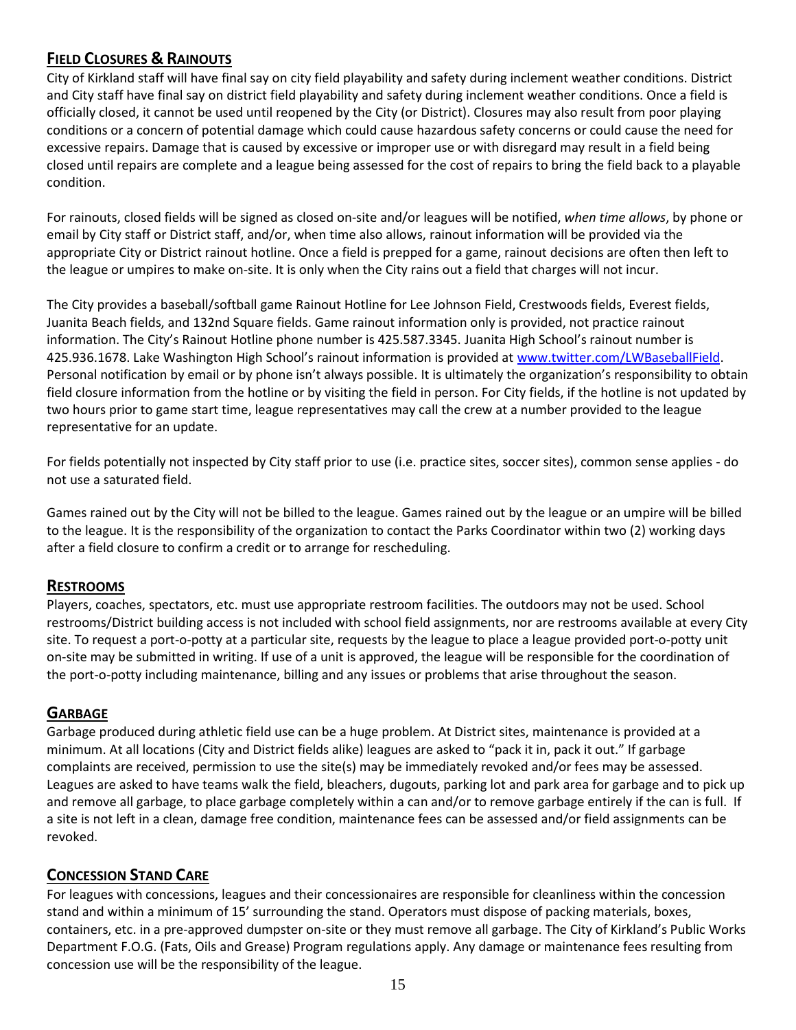## Field Closures & Rainouts

City of Kirkland staff will have final say on city field playability and safety during inclement weather conditions. District and City staff have final say on district field playability and safety during inclement weather conditions. Once a field is officially closed, it cannot be used until reopened by the City (or District). Closures may also result from poor playing conditions or a concern of potential damage which could cause hazardous safety concerns or could cause the need for excessive repairs. Damage that is caused by excessive or improper use or with disregard may result in a field being closed until repairs are complete and a league being assessed for the cost of repairs to bring the field back to a playable condition.

For rainouts, closed fields will be signed as closed on-site and/or leagues will be notified, *when time allows*, by phone or email by City staff or District staff, and/or, when time also allows, rainout information will be provided via the appropriate City or District rainout hotline. Once a field is prepped for a game, rainout decisions are often then left to the league or umpires to make on-site. It is only when the City rains out a field that charges will not incur.

The City provides a baseball/softball game Rainout Hotline for Lee Johnson Field, Crestwoods fields, Everest fields, Juanita Beach fields, and 132nd Square fields. Game rainout information only is provided, not practice rainout information. The City's Rainout Hotline phone number is 425.587.3345. Juanita High School's rainout number is 425.936.1678. Lake Washington High School's rainout information is provided at [www.twitter.com/LWBaseballField](www.twitter.com/LWBaseballField). Personal notification by email or by phone isn't always possible. It is ultimately the organization's responsibility to obtain field closure information from the hotline or by visiting the field in person. For City fields, if the hotline is not updated by two hours prior to game start time, league representatives may call the crew at a number provided to the league representative for an update.

For fields potentially not inspected by City staff prior to use (i.e. practice sites, soccer sites), common sense applies - do not use a saturated field.

Games rained out by the City will not be billed to the league. Games rained out by the league or an umpire will be billed to the league. It is the responsibility of the organization to contact the Parks Coordinator within two (2) working days after a field closure to confirm a credit or to arrange for rescheduling.

## Restrooms

Players, coaches, spectators, etc. must use appropriate restroom facilities. The outdoors may not be used. School restrooms/District building access is not included with school field assignments, nor are restrooms available at every City site. To request a port-o-potty at a particular site, requests by the league to place a league provided port-o-potty unit on-site may be submitted in writing. If use of a unit is approved, the league will be responsible for the coordination of the port-o-potty including maintenance, billing and any issues or problems that arise throughout the season.

## Garbage

Garbage produced during athletic field use can be a huge problem. At District sites, maintenance is provided at a minimum. At all locations (City and District fields alike) leagues are asked to "pack it in, pack it out." If garbage complaints are received, permission to use the site(s) may be immediately revoked and/or fees may be assessed. Leagues are asked to have teams walk the field, bleachers, dugouts, parking lot and park area for garbage and to pick up and remove all garbage, to place garbage completely within a can and/or to remove garbage entirely if the can is full. If a site is not left in a clean, damage free condition, maintenance fees can be assessed and/or field assignments can be revoked.

## Concession Stand Care

For leagues with concessions, leagues and their concessionaires are responsible for cleanliness within the concession stand and within a minimum of 15' surrounding the stand. Operators must dispose of packing materials, boxes, containers, etc. in a pre-approved dumpster on-site or they must remove all garbage. The City of Kirkland's Public Works Department F.O.G. (Fats, Oils and Grease) Program regulations apply. Any damage or maintenance fees resulting from concession use will be the responsibility of the league.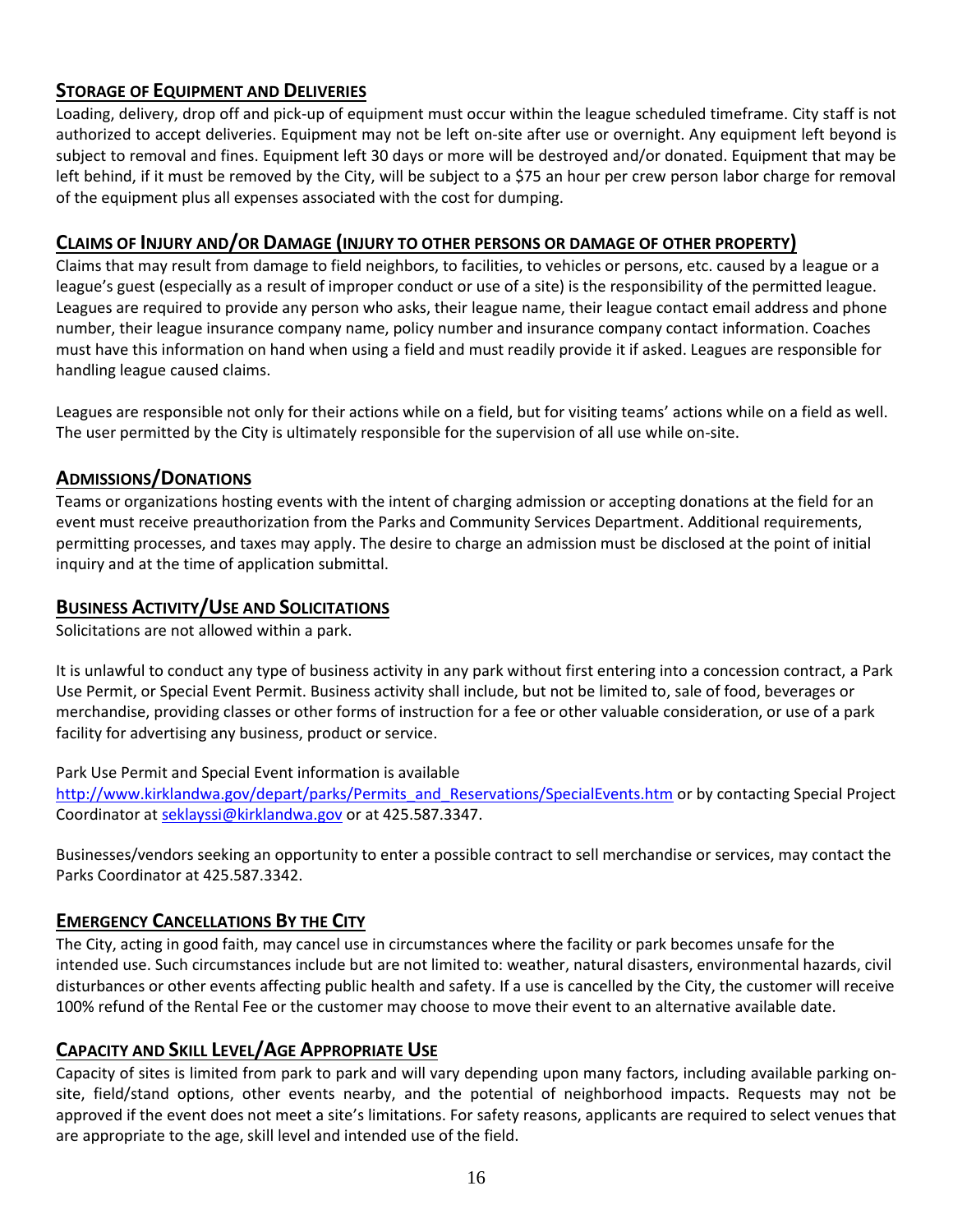## STORAGE OF EQUIPMENT AND DELIVERIES

Loading, delivery, drop off and pick-up of equipment must occur within the league scheduled timeframe. City staff is not authorized to accept deliveries. Equipment may not be left on-site after use or overnight. Any equipment left beyond is subject to removal and fines. Equipment left 30 days or more will be destroyed and/or donated. Equipment that may be left behind, if it must be removed by the City, will be subject to a $75 an hour per crew person labor charge for removal of the equipment plus all expenses associated with the cost for dumping.

## CLAIMS OF INJURY AND/OR DAMAGE (INJURY TO OTHER PERSONS OR DAMAGE OF OTHER PROPERTY)

Claims that may result from damage to field neighbors, to facilities, to vehicles or persons, etc. caused by a league or a league's guest (especially as a result of improper conduct or use of a site) is the responsibility of the permitted league. Leagues are required to provide any person who asks, their league name, their league contact email address and phone number, their league insurance company name, policy number and insurance company contact information. Coaches must have this information on hand when using a field and must readily provide it if asked. Leagues are responsible for handling league caused claims.

Leagues are responsible not only for their actions while on a field, but for visiting teams' actions while on a field as well. The user permitted by the City is ultimately responsible for the supervision of all use while on-site.

## ADMISSIONS/DONATIONS

Teams or organizations hosting events with the intent of charging admission or accepting donations at the field for an event must receive preauthorization from the Parks and Community Services Department. Additional requirements, permitting processes, and taxes may apply. The desire to charge an admission must be disclosed at the point of initial inquiry and at the time of application submittal.

## BUSINESS ACTIVITY/USE AND SOLICITATIONS

Solicitations are not allowed within a park.

It is unlawful to conduct any type of business activity in any park without first entering into a concession contract, a Park Use Permit, or Special Event Permit. Business activity shall include, but not be limited to, sale of food, beverages or merchandise, providing classes or other forms of instruction for a fee or other valuable consideration, or use of a park facility for advertising any business, product or service.

Park Use Permit and Special Event information is available http://www.kirklandwa.gov/depart/parks/Permits_and_Reservations/SpecialEvents.htm or by contacting Special Project Coordinator at seklayssi@kirklandwa.gov or at 425.587.3347.

Businesses/vendors seeking an opportunity to enter a possible contract to sell merchandise or services, may contact the Parks Coordinator at 425.587.3342.

## EMERGENCY CANCELLATIONS BY THE CITY

The City, acting in good faith, may cancel use in circumstances where the facility or park becomes unsafe for the intended use. Such circumstances include but are not limited to: weather, natural disasters, environmental hazards, civil disturbances or other events affecting public health and safety. If a use is cancelled by the City, the customer will receive 100% refund of the Rental Fee or the customer may choose to move their event to an alternative available date.

## CAPACITY AND SKILL LEVEL/AGE APPROPRIATE USE

Capacity of sites is limited from park to park and will vary depending upon many factors, including available parking on-site, field/stand options, other events nearby, and the potential of neighborhood impacts. Requests may not be approved if the event does not meet a site's limitations. For safety reasons, applicants are required to select venues that are appropriate to the age, skill level and intended use of the field.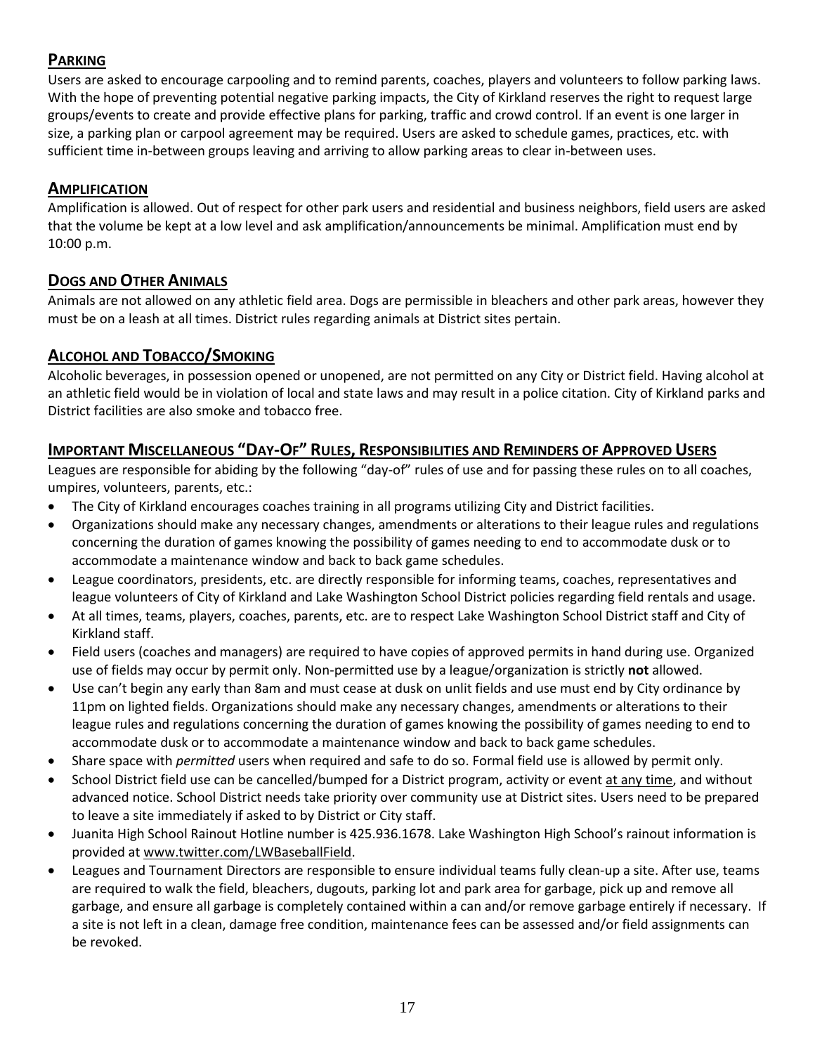## Parking

Users are asked to encourage carpooling and to remind parents, coaches, players and volunteers to follow parking laws. With the hope of preventing potential negative parking impacts, the City of Kirkland reserves the right to request large groups/events to create and provide effective plans for parking, traffic and crowd control. If an event is one larger in size, a parking plan or carpool agreement may be required. Users are asked to schedule games, practices, etc. with sufficient time in-between groups leaving and arriving to allow parking areas to clear in-between uses.

## Amplification

Amplification is allowed. Out of respect for other park users and residential and business neighbors, field users are asked that the volume be kept at a low level and ask amplification/announcements be minimal. Amplification must end by 10:00 p.m.

## Dogs and Other Animals

Animals are not allowed on any athletic field area. Dogs are permissible in bleachers and other park areas, however they must be on a leash at all times. District rules regarding animals at District sites pertain.

## Alcohol and Tobacco/Smoking

Alcoholic beverages, in possession opened or unopened, are not permitted on any City or District field. Having alcohol at an athletic field would be in violation of local and state laws and may result in a police citation. City of Kirkland parks and District facilities are also smoke and tobacco free.

## Important Miscellaneous "Day-Of" Rules, Responsibilities and Reminders of Approved Users

Leagues are responsible for abiding by the following "day-of" rules of use and for passing these rules on to all coaches, umpires, volunteers, parents, etc.:

- The City of Kirkland encourages coaches training in all programs utilizing City and District facilities.
- Organizations should make any necessary changes, amendments or alterations to their league rules and regulations concerning the duration of games knowing the possibility of games needing to end to accommodate dusk or to accommodate a maintenance window and back to back game schedules.
- League coordinators, presidents, etc. are directly responsible for informing teams, coaches, representatives and league volunteers of City of Kirkland and Lake Washington School District policies regarding field rentals and usage.
- At all times, teams, players, coaches, parents, etc. are to respect Lake Washington School District staff and City of Kirkland staff.
- Field users (coaches and managers) are required to have copies of approved permits in hand during use. Organized use of fields may occur by permit only. Non-permitted use by a league/organization is strictly **not** allowed.
- Use can't begin any early than 8am and must cease at dusk on unlit fields and use must end by City ordinance by 11pm on lighted fields. Organizations should make any necessary changes, amendments or alterations to their league rules and regulations concerning the duration of games knowing the possibility of games needing to end to accommodate dusk or to accommodate a maintenance window and back to back game schedules.
- Share space with *permitted* users when required and safe to do so. Formal field use is allowed by permit only.
- School District field use can be cancelled/bumped for a District program, activity or event at any time, and without advanced notice. School District needs take priority over community use at District sites. Users need to be prepared to leave a site immediately if asked to by District or City staff.
- Juanita High School Rainout Hotline number is 425.936.1678. Lake Washington High School's rainout information is provided at www.twitter.com/LWBaseballField.
- Leagues and Tournament Directors are responsible to ensure individual teams fully clean-up a site. After use, teams are required to walk the field, bleachers, dugouts, parking lot and park area for garbage, pick up and remove all garbage, and ensure all garbage is completely contained within a can and/or remove garbage entirely if necessary. If a site is not left in a clean, damage free condition, maintenance fees can be assessed and/or field assignments can be revoked.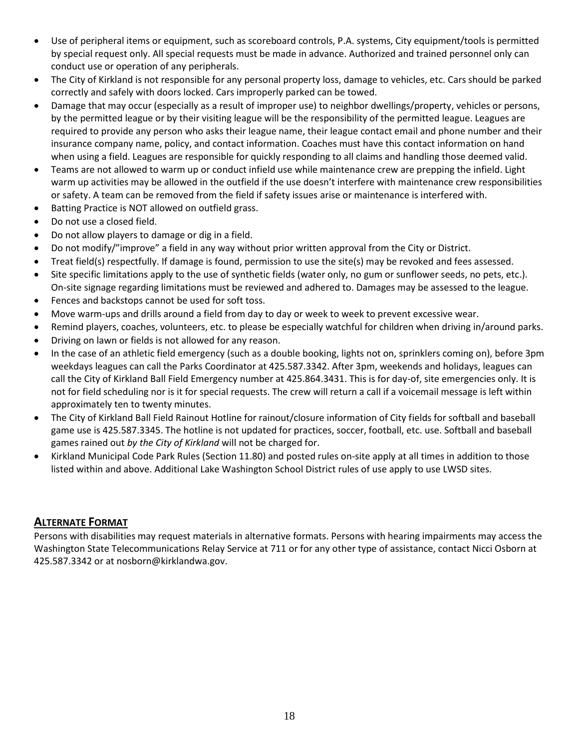- Use of peripheral items or equipment, such as scoreboard controls, P.A. systems, City equipment/tools is permitted by special request only. All special requests must be made in advance. Authorized and trained personnel only can conduct use or operation of any peripherals.
- The City of Kirkland is not responsible for any personal property loss, damage to vehicles, etc. Cars should be parked correctly and safely with doors locked. Cars improperly parked can be towed.
- Damage that may occur (especially as a result of improper use) to neighbor dwellings/property, vehicles or persons, by the permitted league or by their visiting league will be the responsibility of the permitted league. Leagues are required to provide any person who asks their league name, their league contact email and phone number and their insurance company name, policy, and contact information. Coaches must have this contact information on hand when using a field. Leagues are responsible for quickly responding to all claims and handling those deemed valid.
- Teams are not allowed to warm up or conduct infield use while maintenance crew are prepping the infield. Light warm up activities may be allowed in the outfield if the use doesn't interfere with maintenance crew responsibilities or safety. A team can be removed from the field if safety issues arise or maintenance is interfered with.
- Batting Practice is NOT allowed on outfield grass.
- Do not use a closed field.
- Do not allow players to damage or dig in a field.
- Do not modify/"improve" a field in any way without prior written approval from the City or District.
- Treat field(s) respectfully. If damage is found, permission to use the site(s) may be revoked and fees assessed.
- Site specific limitations apply to the use of synthetic fields (water only, no gum or sunflower seeds, no pets, etc.). On-site signage regarding limitations must be reviewed and adhered to. Damages may be assessed to the league.
- Fences and backstops cannot be used for soft toss.
- Move warm-ups and drills around a field from day to day or week to week to prevent excessive wear.
- Remind players, coaches, volunteers, etc. to please be especially watchful for children when driving in/around parks.
- Driving on lawn or fields is not allowed for any reason.
- In the case of an athletic field emergency (such as a double booking, lights not on, sprinklers coming on), before 3pm weekdays leagues can call the Parks Coordinator at 425.587.3342. After 3pm, weekends and holidays, leagues can call the City of Kirkland Ball Field Emergency number at 425.864.3431. This is for day-of, site emergencies only. It is not for field scheduling nor is it for special requests. The crew will return a call if a voicemail message is left within approximately ten to twenty minutes.
- The City of Kirkland Ball Field Rainout Hotline for rainout/closure information of City fields for softball and baseball game use is 425.587.3345. The hotline is not updated for practices, soccer, football, etc. use. Softball and baseball games rained out *by the City of Kirkland* will not be charged for.
- Kirkland Municipal Code Park Rules (Section 11.80) and posted rules on-site apply at all times in addition to those listed within and above. Additional Lake Washington School District rules of use apply to use LWSD sites.

## ALTERNATE FORMAT

Persons with disabilities may request materials in alternative formats. Persons with hearing impairments may access the Washington State Telecommunications Relay Service at 711 or for any other type of assistance, contact Nicci Osborn at 425.587.3342 or at nosborn@kirklandwa.gov.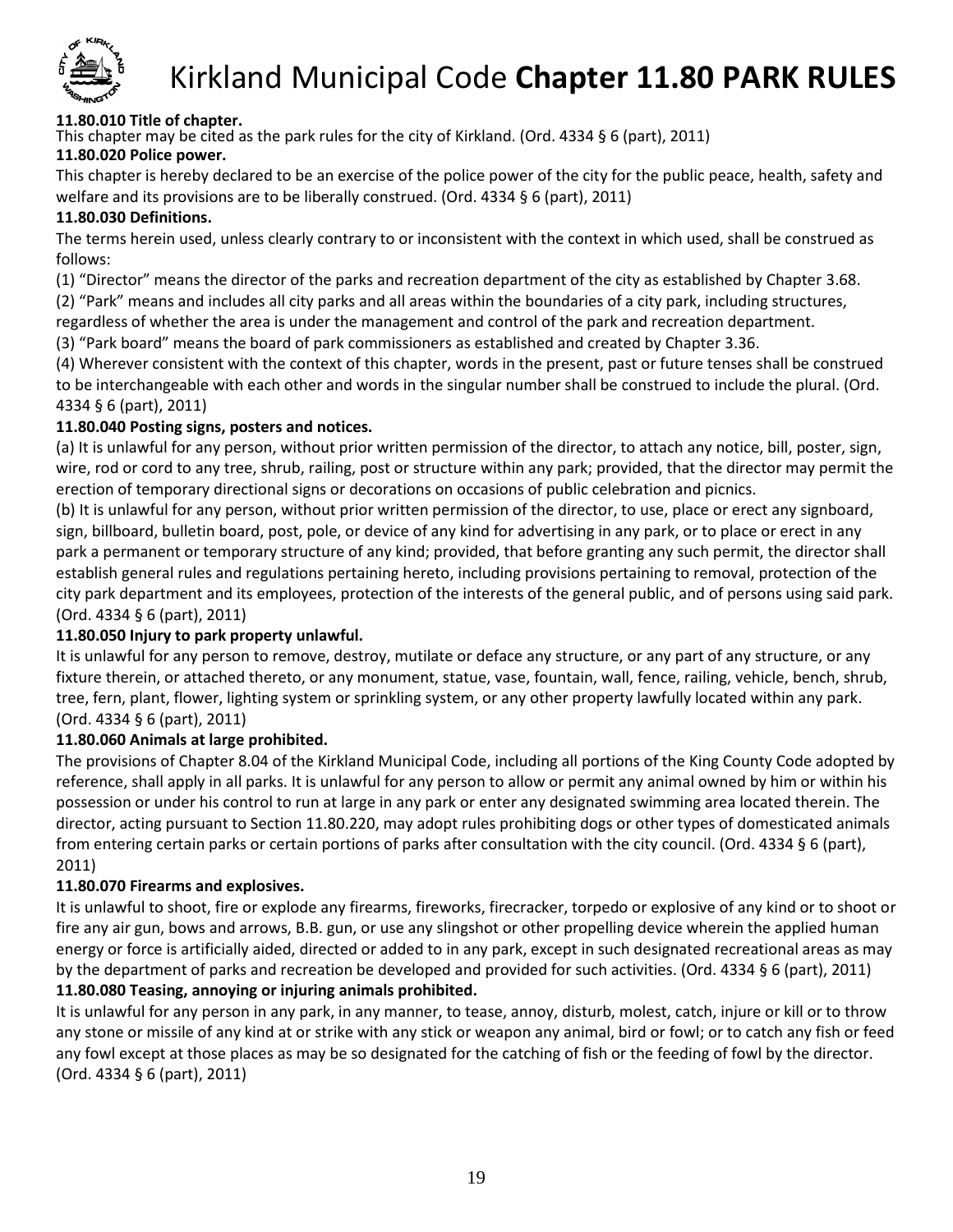# Kirkland Municipal Code **Chapter 11.80 PARK RULES**

**11.80.010 Title of chapter.**

This chapter may be cited as the park rules for the city of Kirkland. (Ord. 4334 § 6 (part), 2011)

**11.80.020 Police power.**

This chapter is hereby declared to be an exercise of the police power of the city for the public peace, health, safety and welfare and its provisions are to be liberally construed. (Ord. 4334 § 6 (part), 2011)

**11.80.030 Definitions.**

The terms herein used, unless clearly contrary to or inconsistent with the context in which used, shall be construed as follows:

(1) "Director" means the director of the parks and recreation department of the city as established by Chapter 3.68.

(2) "Park" means and includes all city parks and all areas within the boundaries of a city park, including structures, regardless of whether the area is under the management and control of the park and recreation department.

(3) "Park board" means the board of park commissioners as established and created by Chapter 3.36.

(4) Wherever consistent with the context of this chapter, words in the present, past or future tenses shall be construed to be interchangeable with each other and words in the singular number shall be construed to include the plural. (Ord. 4334 § 6 (part), 2011)

**11.80.040 Posting signs, posters and notices.**

(a) It is unlawful for any person, without prior written permission of the director, to attach any notice, bill, poster, sign, wire, rod or cord to any tree, shrub, railing, post or structure within any park; provided, that the director may permit the erection of temporary directional signs or decorations on occasions of public celebration and picnics.

(b) It is unlawful for any person, without prior written permission of the director, to use, place or erect any signboard, sign, billboard, bulletin board, post, pole, or device of any kind for advertising in any park, or to place or erect in any park a permanent or temporary structure of any kind; provided, that before granting any such permit, the director shall establish general rules and regulations pertaining hereto, including provisions pertaining to removal, protection of the city park department and its employees, protection of the interests of the general public, and of persons using said park. (Ord. 4334 § 6 (part), 2011)

**11.80.050 Injury to park property unlawful.**

It is unlawful for any person to remove, destroy, mutilate or deface any structure, or any part of any structure, or any fixture therein, or attached thereto, or any monument, statue, vase, fountain, wall, fence, railing, vehicle, bench, shrub, tree, fern, plant, flower, lighting system or sprinkling system, or any other property lawfully located within any park. (Ord. 4334 § 6 (part), 2011)

**11.80.060 Animals at large prohibited.**

The provisions of Chapter 8.04 of the Kirkland Municipal Code, including all portions of the King County Code adopted by reference, shall apply in all parks. It is unlawful for any person to allow or permit any animal owned by him or within his possession or under his control to run at large in any park or enter any designated swimming area located therein. The director, acting pursuant to Section 11.80.220, may adopt rules prohibiting dogs or other types of domesticated animals from entering certain parks or certain portions of parks after consultation with the city council. (Ord. 4334 § 6 (part), 2011)

**11.80.070 Firearms and explosives.**

It is unlawful to shoot, fire or explode any firearms, fireworks, firecracker, torpedo or explosive of any kind or to shoot or fire any air gun, bows and arrows, B.B. gun, or use any slingshot or other propelling device wherein the applied human energy or force is artificially aided, directed or added to in any park, except in such designated recreational areas as may by the department of parks and recreation be developed and provided for such activities. (Ord. 4334 § 6 (part), 2011)

**11.80.080 Teasing, annoying or injuring animals prohibited.**

It is unlawful for any person in any park, in any manner, to tease, annoy, disturb, molest, catch, injure or kill or to throw any stone or missile of any kind at or strike with any stick or weapon any animal, bird or fowl; or to catch any fish or feed any fowl except at those places as may be so designated for the catching of fish or the feeding of fowl by the director. (Ord. 4334 § 6 (part), 2011)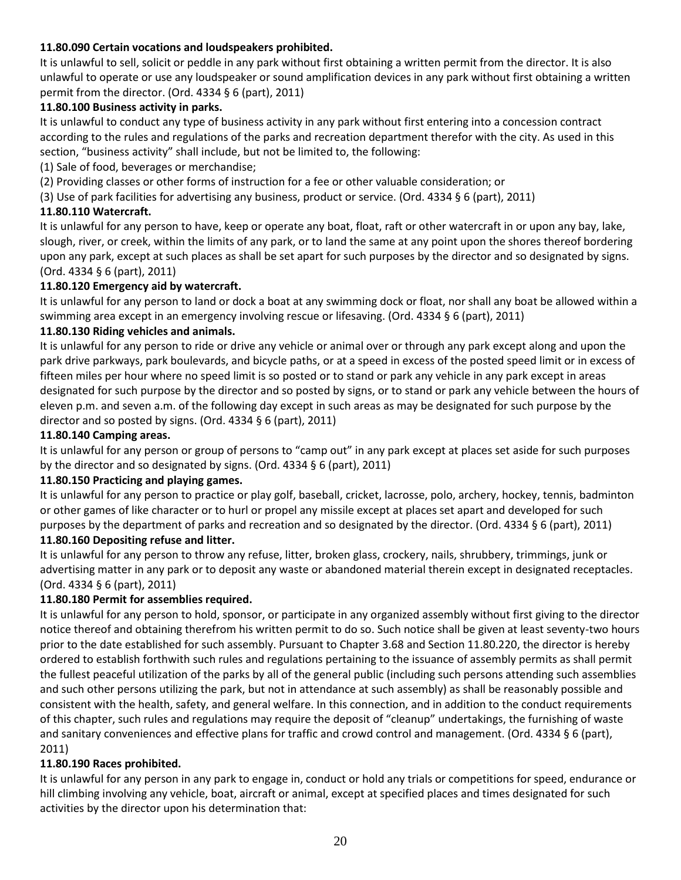**11.80.090 Certain vocations and loudspeakers prohibited.**

It is unlawful to sell, solicit or peddle in any park without first obtaining a written permit from the director. It is also unlawful to operate or use any loudspeaker or sound amplification devices in any park without first obtaining a written permit from the director. (Ord. 4334 § 6 (part), 2011)

**11.80.100 Business activity in parks.**

It is unlawful to conduct any type of business activity in any park without first entering into a concession contract according to the rules and regulations of the parks and recreation department therefor with the city. As used in this section, "business activity" shall include, but not be limited to, the following:

(1) Sale of food, beverages or merchandise;

(2) Providing classes or other forms of instruction for a fee or other valuable consideration; or

(3) Use of park facilities for advertising any business, product or service. (Ord. 4334 § 6 (part), 2011)

**11.80.110 Watercraft.**

It is unlawful for any person to have, keep or operate any boat, float, raft or other watercraft in or upon any bay, lake, slough, river, or creek, within the limits of any park, or to land the same at any point upon the shores thereof bordering upon any park, except at such places as shall be set apart for such purposes by the director and so designated by signs. (Ord. 4334 § 6 (part), 2011)

**11.80.120 Emergency aid by watercraft.**

It is unlawful for any person to land or dock a boat at any swimming dock or float, nor shall any boat be allowed within a swimming area except in an emergency involving rescue or lifesaving. (Ord. 4334 § 6 (part), 2011)

**11.80.130 Riding vehicles and animals.**

It is unlawful for any person to ride or drive any vehicle or animal over or through any park except along and upon the park drive parkways, park boulevards, and bicycle paths, or at a speed in excess of the posted speed limit or in excess of fifteen miles per hour where no speed limit is so posted or to stand or park any vehicle in any park except in areas designated for such purpose by the director and so posted by signs, or to stand or park any vehicle between the hours of eleven p.m. and seven a.m. of the following day except in such areas as may be designated for such purpose by the director and so posted by signs. (Ord. 4334 § 6 (part), 2011)

**11.80.140 Camping areas.**

It is unlawful for any person or group of persons to "camp out" in any park except at places set aside for such purposes by the director and so designated by signs. (Ord. 4334 § 6 (part), 2011)

**11.80.150 Practicing and playing games.**

It is unlawful for any person to practice or play golf, baseball, cricket, lacrosse, polo, archery, hockey, tennis, badminton or other games of like character or to hurl or propel any missile except at places set apart and developed for such purposes by the department of parks and recreation and so designated by the director. (Ord. 4334 § 6 (part), 2011)

**11.80.160 Depositing refuse and litter.**

It is unlawful for any person to throw any refuse, litter, broken glass, crockery, nails, shrubbery, trimmings, junk or advertising matter in any park or to deposit any waste or abandoned material therein except in designated receptacles. (Ord. 4334 § 6 (part), 2011)

**11.80.180 Permit for assemblies required.**

It is unlawful for any person to hold, sponsor, or participate in any organized assembly without first giving to the director notice thereof and obtaining therefrom his written permit to do so. Such notice shall be given at least seventy-two hours prior to the date established for such assembly. Pursuant to Chapter 3.68 and Section 11.80.220, the director is hereby ordered to establish forthwith such rules and regulations pertaining to the issuance of assembly permits as shall permit the fullest peaceful utilization of the parks by all of the general public (including such persons attending such assemblies and such other persons utilizing the park, but not in attendance at such assembly) as shall be reasonably possible and consistent with the health, safety, and general welfare. In this connection, and in addition to the conduct requirements of this chapter, such rules and regulations may require the deposit of "cleanup" undertakings, the furnishing of waste and sanitary conveniences and effective plans for traffic and crowd control and management. (Ord. 4334 § 6 (part), 2011)

**11.80.190 Races prohibited.**

It is unlawful for any person in any park to engage in, conduct or hold any trials or competitions for speed, endurance or hill climbing involving any vehicle, boat, aircraft or animal, except at specified places and times designated for such activities by the director upon his determination that: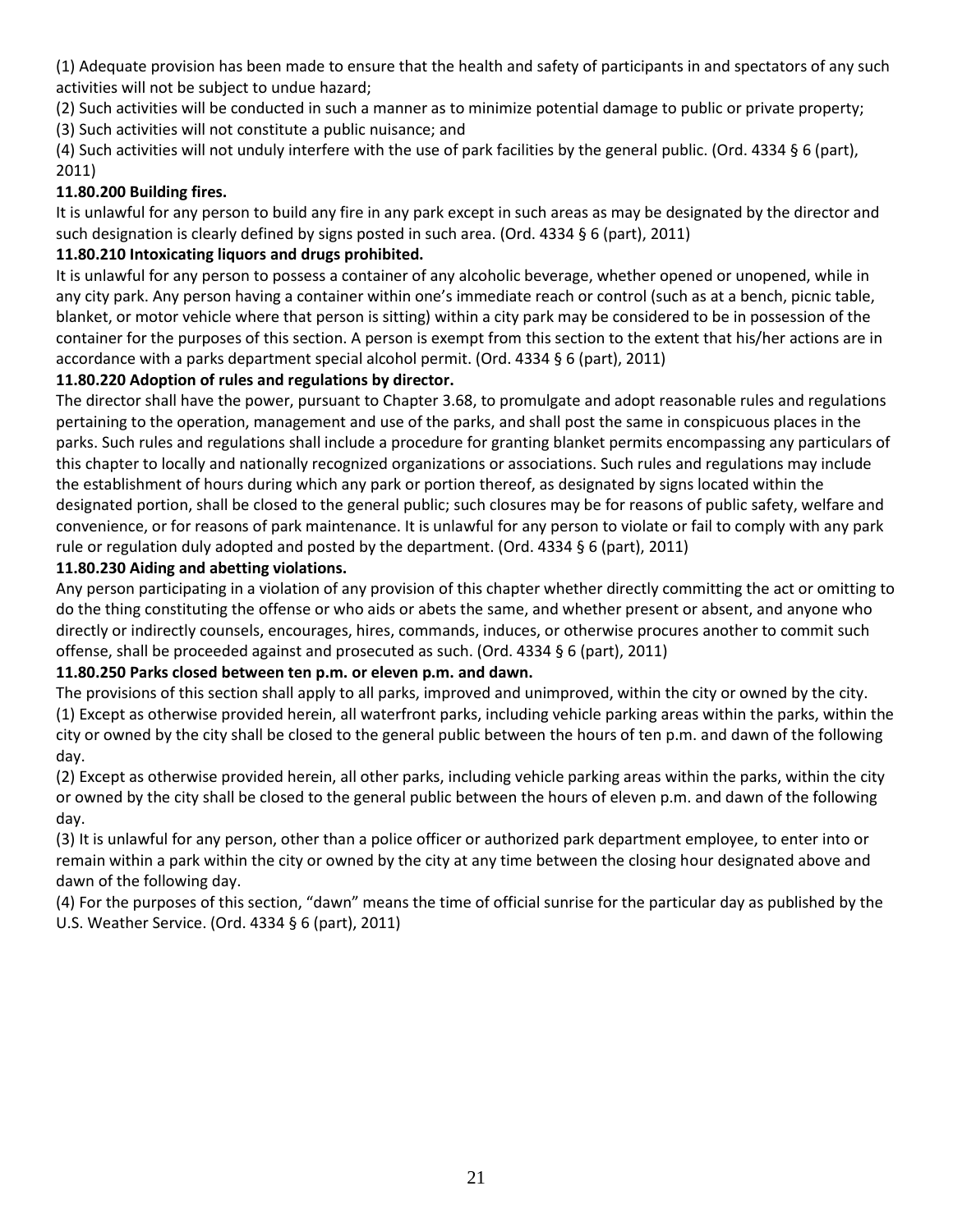(1) Adequate provision has been made to ensure that the health and safety of participants in and spectators of any such activities will not be subject to undue hazard;

(2) Such activities will be conducted in such a manner as to minimize potential damage to public or private property;

(3) Such activities will not constitute a public nuisance; and

(4) Such activities will not unduly interfere with the use of park facilities by the general public. (Ord. 4334 § 6 (part), 2011)

**11.80.200 Building fires.**

It is unlawful for any person to build any fire in any park except in such areas as may be designated by the director and such designation is clearly defined by signs posted in such area. (Ord. 4334 § 6 (part), 2011)

**11.80.210 Intoxicating liquors and drugs prohibited.**

It is unlawful for any person to possess a container of any alcoholic beverage, whether opened or unopened, while in any city park. Any person having a container within one's immediate reach or control (such as at a bench, picnic table, blanket, or motor vehicle where that person is sitting) within a city park may be considered to be in possession of the container for the purposes of this section. A person is exempt from this section to the extent that his/her actions are in accordance with a parks department special alcohol permit. (Ord. 4334 § 6 (part), 2011)

**11.80.220 Adoption of rules and regulations by director.**

The director shall have the power, pursuant to Chapter 3.68, to promulgate and adopt reasonable rules and regulations pertaining to the operation, management and use of the parks, and shall post the same in conspicuous places in the parks. Such rules and regulations shall include a procedure for granting blanket permits encompassing any particulars of this chapter to locally and nationally recognized organizations or associations. Such rules and regulations may include the establishment of hours during which any park or portion thereof, as designated by signs located within the designated portion, shall be closed to the general public; such closures may be for reasons of public safety, welfare and convenience, or for reasons of park maintenance. It is unlawful for any person to violate or fail to comply with any park rule or regulation duly adopted and posted by the department. (Ord. 4334 § 6 (part), 2011)

**11.80.230 Aiding and abetting violations.**

Any person participating in a violation of any provision of this chapter whether directly committing the act or omitting to do the thing constituting the offense or who aids or abets the same, and whether present or absent, and anyone who directly or indirectly counsels, encourages, hires, commands, induces, or otherwise procures another to commit such offense, shall be proceeded against and prosecuted as such. (Ord. 4334 § 6 (part), 2011)

**11.80.250 Parks closed between ten p.m. or eleven p.m. and dawn.**

The provisions of this section shall apply to all parks, improved and unimproved, within the city or owned by the city.

(1) Except as otherwise provided herein, all waterfront parks, including vehicle parking areas within the parks, within the city or owned by the city shall be closed to the general public between the hours of ten p.m. and dawn of the following day.

(2) Except as otherwise provided herein, all other parks, including vehicle parking areas within the parks, within the city or owned by the city shall be closed to the general public between the hours of eleven p.m. and dawn of the following day.

(3) It is unlawful for any person, other than a police officer or authorized park department employee, to enter into or remain within a park within the city or owned by the city at any time between the closing hour designated above and dawn of the following day.

(4) For the purposes of this section, "dawn" means the time of official sunrise for the particular day as published by the U.S. Weather Service. (Ord. 4334 § 6 (part), 2011)